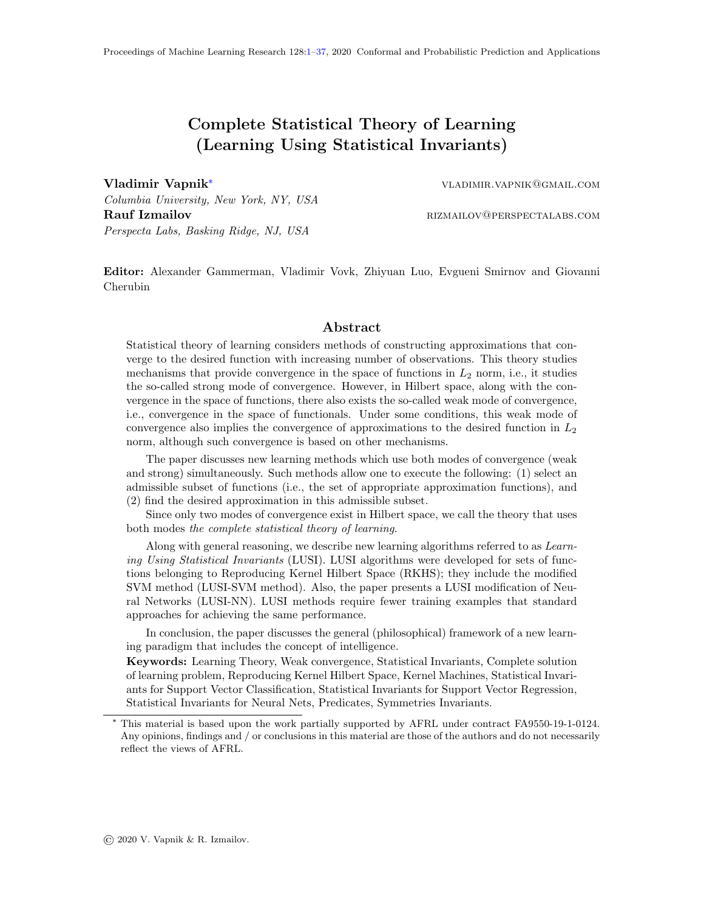# Complete Statistical Theory of Learning (Learning Using Statistical Invariants)

**Vladimir Vapnik**[*] VLADIMIR.VAPNIK@GMAIL.COM

*Columbia University, New York, NY, USA*

**Rauf Izmailov** RIZMAILOV@PERSPECTALABS.COM

*Perspecta Labs, Basking Ridge, NJ, USA*

**Editor:** Alexander Gammerman, Vladimir Vovk, Zhiyuan Luo, Evgueni Smirnov and Giovanni Cherubin

## Abstract

Statistical theory of learning considers methods of constructing approximations that converge to the desired function with increasing number of observations. This theory studies mechanisms that provide convergence in the space of functions in $L_2$ norm, i.e., it studies the so-called strong mode of convergence. However, in Hilbert space, along with the convergence in the space of functions, there also exists the so-called weak mode of convergence, i.e., convergence in the space of functionals. Under some conditions, this weak mode of convergence also implies the convergence of approximations to the desired function in $L_2$ norm, although such convergence is based on other mechanisms.

The paper discusses new learning methods which use both modes of convergence (weak and strong) simultaneously. Such methods allow one to execute the following: (1) select an admissible subset of functions (i.e., the set of appropriate approximation functions), and (2) find the desired approximation in this admissible subset.

Since only two modes of convergence exist in Hilbert space, we call the theory that uses both modes *the complete statistical theory of learning*.

Along with general reasoning, we describe new learning algorithms referred to as *Learning Using Statistical Invariants* (LUSI). LUSI algorithms were developed for sets of functions belonging to Reproducing Kernel Hilbert Space (RKHS); they include the modified SVM method (LUSI-SVM method). Also, the paper presents a LUSI modification of Neural Networks (LUSI-NN). LUSI methods require fewer training examples that standard approaches for achieving the same performance.

In conclusion, the paper discusses the general (philosophical) framework of a new learning paradigm that includes the concept of intelligence.

**Keywords:** Learning Theory, Weak convergence, Statistical Invariants, Complete solution of learning problem, Reproducing Kernel Hilbert Space, Kernel Machines, Statistical Invariants for Support Vector Classification, Statistical Invariants for Support Vector Regression, Statistical Invariants for Neural Nets, Predicates, Symmetries Invariants.

---

[*] This material is based upon the work partially supported by AFRL under contract FA9550-19-1-0124. Any opinions, findings and / or conclusions in this material are those of the authors and do not necessarily reflect the views of AFRL.

© 2020 V. Vapnik & R. Izmailov.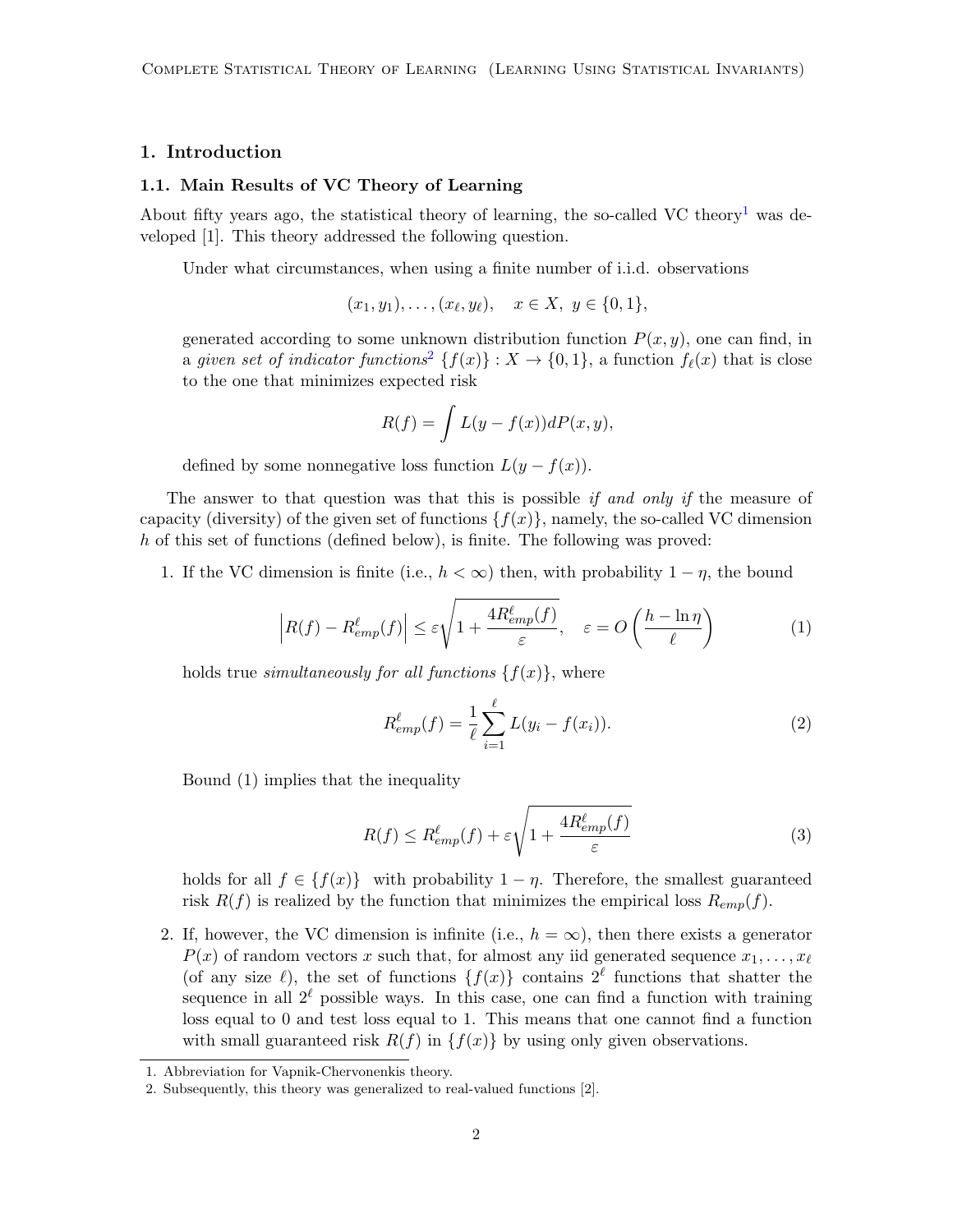## 1. Introduction

### 1.1. Main Results of VC Theory of Learning

About fifty years ago, the statistical theory of learning, the so-called VC theory[1] was developed [1]. This theory addressed the following question.

Under what circumstances, when using a finite number of i.i.d. observations

$$(x_1, y_1), \ldots, (x_\ell, y_\ell), \quad x \in X, \; y \in \{0, 1\},$$

generated according to some unknown distribution function $P(x, y)$, one can find, in a *given set of indicator functions*[2] $\{f(x)\} : X \to \{0, 1\}$, a function $f_\ell(x)$ that is close to the one that minimizes expected risk

$$R(f) = \int L(y - f(x)) dP(x, y),$$

defined by some nonnegative loss function $L(y - f(x))$.

The answer to that question was that this is possible *if and only if* the measure of capacity (diversity) of the given set of functions $\{f(x)\}$, namely, the so-called VC dimension $h$ of this set of functions (defined below), is finite. The following was proved:

1. If the VC dimension is finite (i.e., $h < \infty$) then, with probability $1 - \eta$, the bound

$$\left| R(f) - R^\ell_{emp}(f) \right| \leq \varepsilon \sqrt{1 + \frac{4R^\ell_{emp}(f)}{\varepsilon}}, \quad \varepsilon = O\left(\frac{h - \ln \eta}{\ell}\right) \tag{1}$$

   holds true *simultaneously for all functions* $\{f(x)\}$, where

$$R^\ell_{emp}(f) = \frac{1}{\ell} \sum_{i=1}^{\ell} L(y_i - f(x_i)). \tag{2}$$

   Bound (1) implies that the inequality

$$R(f) \leq R^\ell_{emp}(f) + \varepsilon \sqrt{1 + \frac{4R^\ell_{emp}(f)}{\varepsilon}} \tag{3}$$

   holds for all $f \in \{f(x)\}$ with probability $1 - \eta$. Therefore, the smallest guaranteed risk $R(f)$ is realized by the function that minimizes the empirical loss $R_{emp}(f)$.

2. If, however, the VC dimension is infinite (i.e., $h = \infty$), then there exists a generator $P(x)$ of random vectors $x$ such that, for almost any iid generated sequence $x_1, \ldots, x_\ell$ (of any size $\ell$), the set of functions $\{f(x)\}$ contains $2^\ell$ functions that shatter the sequence in all $2^\ell$ possible ways. In this case, one can find a function with training loss equal to 0 and test loss equal to 1. This means that one cannot find a function with small guaranteed risk $R(f)$ in $\{f(x)\}$ by using only given observations.

---

1. Abbreviation for Vapnik-Chervonenkis theory.
2. Subsequently, this theory was generalized to real-valued functions [2].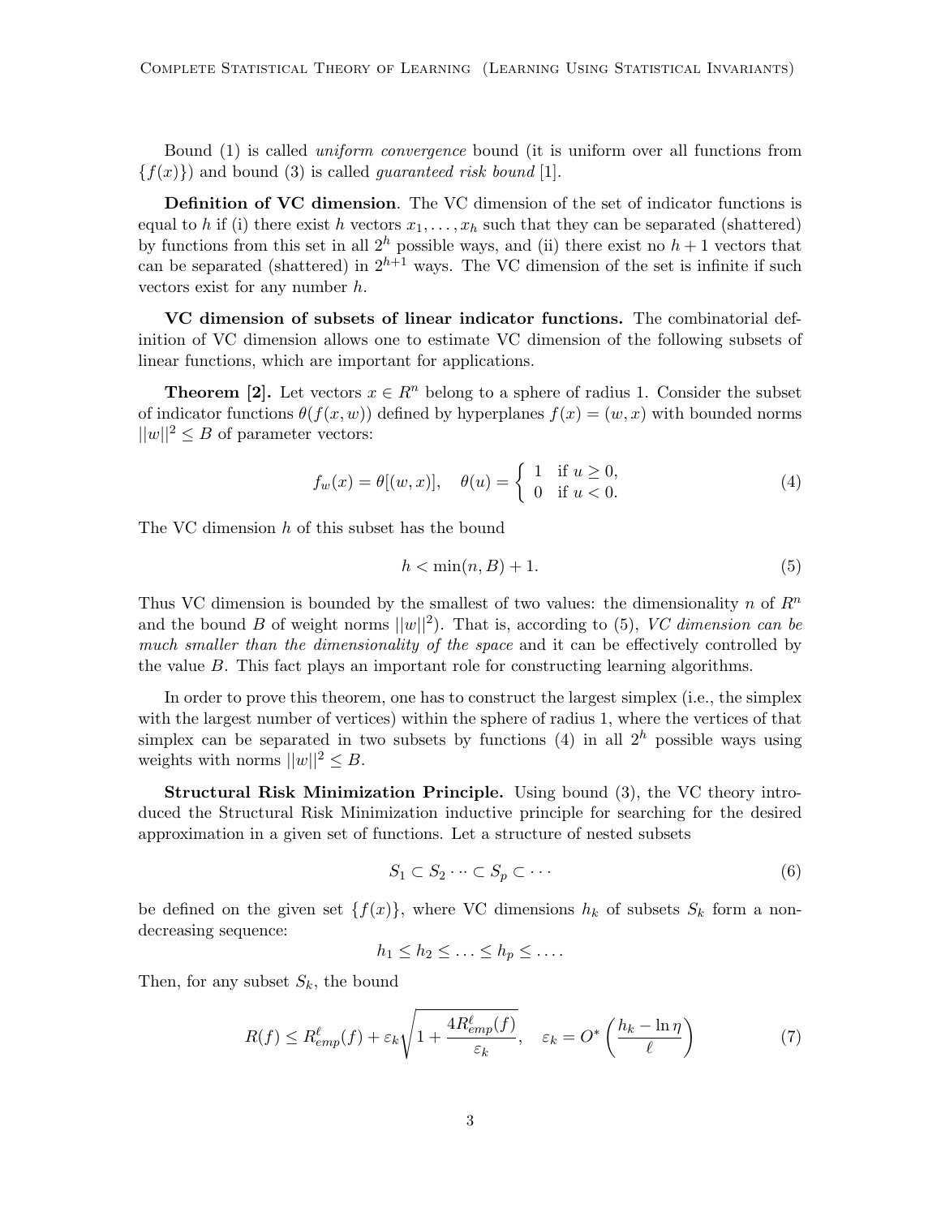Bound (1) is called *uniform convergence* bound (it is uniform over all functions from $\{f(x)\}$) and bound (3) is called *guaranteed risk bound* [1].

**Definition of VC dimension**. The VC dimension of the set of indicator functions is equal to $h$ if (i) there exist $h$ vectors $x_1, \ldots, x_h$ such that they can be separated (shattered) by functions from this set in all $2^h$ possible ways, and (ii) there exist no $h+1$ vectors that can be separated (shattered) in $2^{h+1}$ ways. The VC dimension of the set is infinite if such vectors exist for any number $h$.

**VC dimension of subsets of linear indicator functions.** The combinatorial definition of VC dimension allows one to estimate VC dimension of the following subsets of linear functions, which are important for applications.

**Theorem [2].** Let vectors $x \in R^n$ belong to a sphere of radius 1. Consider the subset of indicator functions $\theta(f(x,w))$ defined by hyperplanes $f(x) = (w, x)$ with bounded norms $||w||^2 \leq B$ of parameter vectors:

$$f_w(x) = \theta[(w,x)], \quad \theta(u) = \begin{cases} 1 & \text{if } u \geq 0, \\ 0 & \text{if } u < 0. \end{cases} \tag{4}$$

The VC dimension $h$ of this subset has the bound

$$h < \min(n, B) + 1. \tag{5}$$

Thus VC dimension is bounded by the smallest of two values: the dimensionality $n$ of $R^n$ and the bound $B$ of weight norms $||w||^2$). That is, according to (5), *VC dimension can be much smaller than the dimensionality of the space* and it can be effectively controlled by the value $B$. This fact plays an important role for constructing learning algorithms.

In order to prove this theorem, one has to construct the largest simplex (i.e., the simplex with the largest number of vertices) within the sphere of radius 1, where the vertices of that simplex can be separated in two subsets by functions (4) in all $2^h$ possible ways using weights with norms $||w||^2 \leq B$.

**Structural Risk Minimization Principle.** Using bound (3), the VC theory introduced the Structural Risk Minimization inductive principle for searching for the desired approximation in a given set of functions. Let a structure of nested subsets

$$S_1 \subset S_2 \cdots \subset S_p \subset \cdots \tag{6}$$

be defined on the given set $\{f(x)\}$, where VC dimensions $h_k$ of subsets $S_k$ form a non-decreasing sequence:

$$h_1 \leq h_2 \leq \ldots \leq h_p \leq \ldots.$$

Then, for any subset $S_k$, the bound

$$R(f) \leq R_{emp}^{\ell}(f) + \varepsilon_k \sqrt{1 + \frac{4R_{emp}^{\ell}(f)}{\varepsilon_k}}, \quad \varepsilon_k = O^*\left(\frac{h_k - \ln \eta}{\ell}\right) \tag{7}$$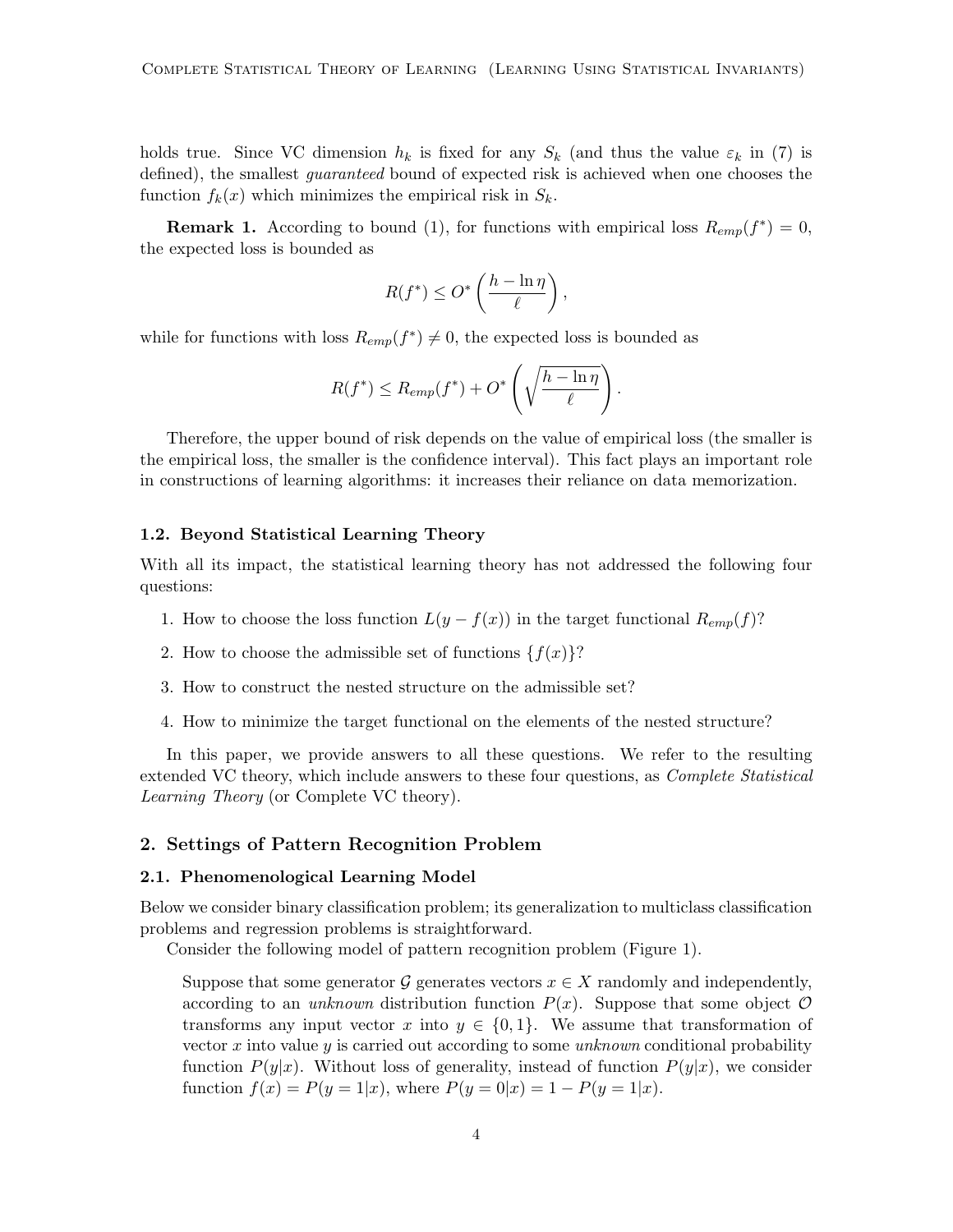holds true. Since VC dimension $h_k$ is fixed for any $S_k$ (and thus the value $\varepsilon_k$ in (7) is defined), the smallest *guaranteed* bound of expected risk is achieved when one chooses the function $f_k(x)$ which minimizes the empirical risk in $S_k$.

**Remark 1.** According to bound (1), for functions with empirical loss $R_{emp}(f^*) = 0$, the expected loss is bounded as

$$R(f^*) \leq O^*\left(\frac{h - \ln \eta}{\ell}\right),$$

while for functions with loss $R_{emp}(f^*) \neq 0$, the expected loss is bounded as

$$R(f^*) \leq R_{emp}(f^*) + O^*\left(\sqrt{\frac{h - \ln \eta}{\ell}}\right).$$

Therefore, the upper bound of risk depends on the value of empirical loss (the smaller is the empirical loss, the smaller is the confidence interval). This fact plays an important role in constructions of learning algorithms: it increases their reliance on data memorization.

### 1.2. Beyond Statistical Learning Theory

With all its impact, the statistical learning theory has not addressed the following four questions:

1. How to choose the loss function $L(y - f(x))$ in the target functional $R_{emp}(f)$?
2. How to choose the admissible set of functions $\{f(x)\}$?
3. How to construct the nested structure on the admissible set?
4. How to minimize the target functional on the elements of the nested structure?

In this paper, we provide answers to all these questions. We refer to the resulting extended VC theory, which include answers to these four questions, as *Complete Statistical Learning Theory* (or Complete VC theory).

## 2. Settings of Pattern Recognition Problem

### 2.1. Phenomenological Learning Model

Below we consider binary classification problem; its generalization to multiclass classification problems and regression problems is straightforward.

Consider the following model of pattern recognition problem (Figure 1).

> Suppose that some generator $\mathcal{G}$ generates vectors $x \in X$ randomly and independently, according to an *unknown* distribution function $P(x)$. Suppose that some object $\mathcal{O}$ transforms any input vector $x$ into $y \in \{0, 1\}$. We assume that transformation of vector $x$ into value $y$ is carried out according to some *unknown* conditional probability function $P(y|x)$. Without loss of generality, instead of function $P(y|x)$, we consider function $f(x) = P(y = 1|x)$, where $P(y = 0|x) = 1 - P(y = 1|x)$.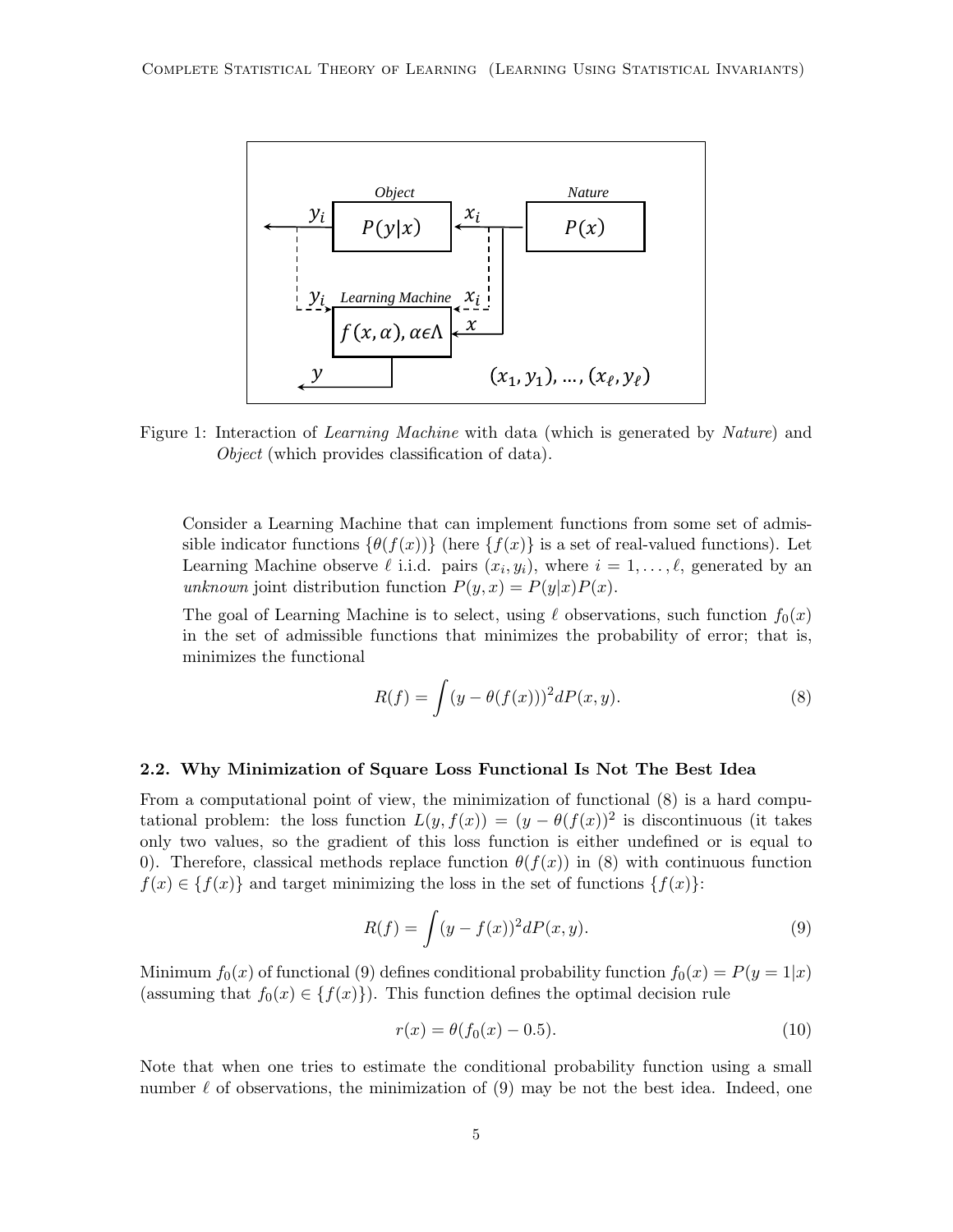Figure 1: Interaction of *Learning Machine* with data (which is generated by *Nature*) and *Object* (which provides classification of data).

Consider a Learning Machine that can implement functions from some set of admissible indicator functions $\{\theta(f(x))\}$ (here $\{f(x)\}$ is a set of real-valued functions). Let Learning Machine observe $\ell$ i.i.d. pairs $(x_i, y_i)$, where $i = 1, \ldots, \ell$, generated by an *unknown* joint distribution function $P(y, x) = P(y|x)P(x)$.

The goal of Learning Machine is to select, using $\ell$ observations, such function $f_0(x)$ in the set of admissible functions that minimizes the probability of error; that is, minimizes the functional

$$R(f) = \int (y - \theta(f(x)))^2 dP(x, y). \tag{8}$$

### 2.2. Why Minimization of Square Loss Functional Is Not The Best Idea

From a computational point of view, the minimization of functional (8) is a hard computational problem: the loss function $L(y, f(x)) = (y - \theta(f(x))^2$ is discontinuous (it takes only two values, so the gradient of this loss function is either undefined or is equal to 0). Therefore, classical methods replace function $\theta(f(x))$ in (8) with continuous function $f(x) \in \{f(x)\}$ and target minimizing the loss in the set of functions $\{f(x)\}$:

$$R(f) = \int (y - f(x))^2 dP(x, y). \tag{9}$$

Minimum $f_0(x)$ of functional (9) defines conditional probability function $f_0(x) = P(y = 1|x)$ (assuming that $f_0(x) \in \{f(x)\}$). This function defines the optimal decision rule

$$r(x) = \theta(f_0(x) - 0.5). \tag{10}$$

Note that when one tries to estimate the conditional probability function using a small number $\ell$ of observations, the minimization of (9) may be not the best idea. Indeed, one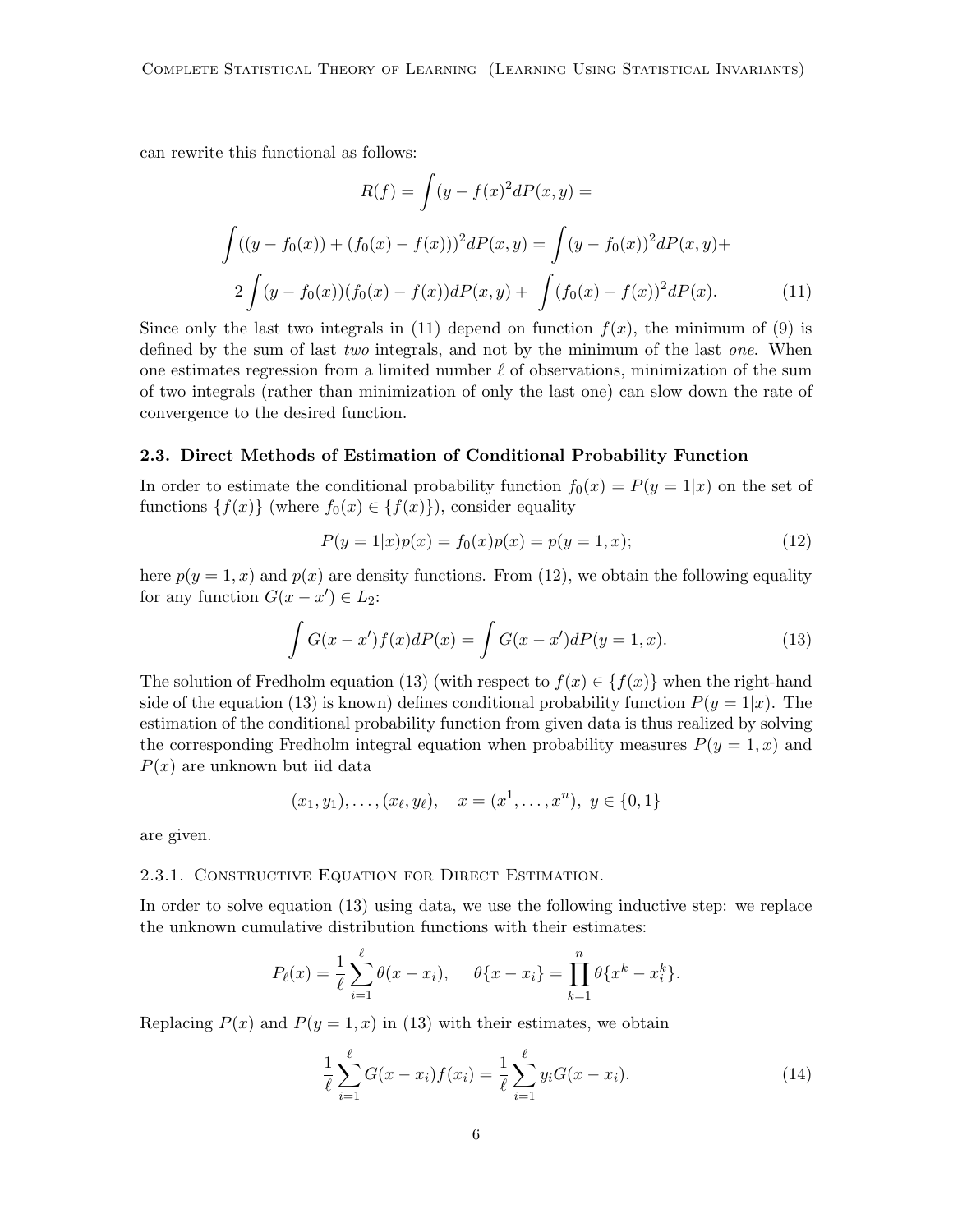can rewrite this functional as follows:

$$R(f) = \int (y - f(x)^2 dP(x, y) =$$

$$\int ((y - f_0(x)) + (f_0(x) - f(x)))^2 dP(x, y) = \int (y - f_0(x))^2 dP(x, y) +$$

$$2 \int (y - f_0(x))(f_0(x) - f(x)) dP(x, y) + \int (f_0(x) - f(x))^2 dP(x). \tag{11}$$

Since only the last two integrals in (11) depend on function $f(x)$, the minimum of (9) is defined by the sum of last *two* integrals, and not by the minimum of the last *one*. When one estimates regression from a limited number $\ell$ of observations, minimization of the sum of two integrals (rather than minimization of only the last one) can slow down the rate of convergence to the desired function.

### 2.3. Direct Methods of Estimation of Conditional Probability Function

In order to estimate the conditional probability function $f_0(x) = P(y = 1|x)$ on the set of functions $\{f(x)\}$ (where $f_0(x) \in \{f(x)\}$), consider equality

$$P(y = 1|x)p(x) = f_0(x)p(x) = p(y = 1, x); \tag{12}$$

here $p(y = 1, x)$ and $p(x)$ are density functions. From (12), we obtain the following equality for any function $G(x - x') \in L_2$:

$$\int G(x - x') f(x) dP(x) = \int G(x - x') dP(y = 1, x). \tag{13}$$

The solution of Fredholm equation (13) (with respect to $f(x) \in \{f(x)\}$ when the right-hand side of the equation (13) is known) defines conditional probability function $P(y = 1|x)$. The estimation of the conditional probability function from given data is thus realized by solving the corresponding Fredholm integral equation when probability measures $P(y = 1, x)$ and $P(x)$ are unknown but iid data

$$(x_1, y_1), \ldots, (x_\ell, y_\ell), \quad x = (x^1, \ldots, x^n), \; y \in \{0, 1\}$$

are given.

#### 2.3.1. Constructive Equation for Direct Estimation.

In order to solve equation (13) using data, we use the following inductive step: we replace the unknown cumulative distribution functions with their estimates:

$$P_\ell(x) = \frac{1}{\ell} \sum_{i=1}^{\ell} \theta(x - x_i), \qquad \theta\{x - x_i\} = \prod_{k=1}^{n} \theta\{x^k - x_i^k\}.$$

Replacing $P(x)$ and $P(y = 1, x)$ in (13) with their estimates, we obtain

$$\frac{1}{\ell} \sum_{i=1}^{\ell} G(x - x_i) f(x_i) = \frac{1}{\ell} \sum_{i=1}^{\ell} y_i G(x - x_i). \tag{14}$$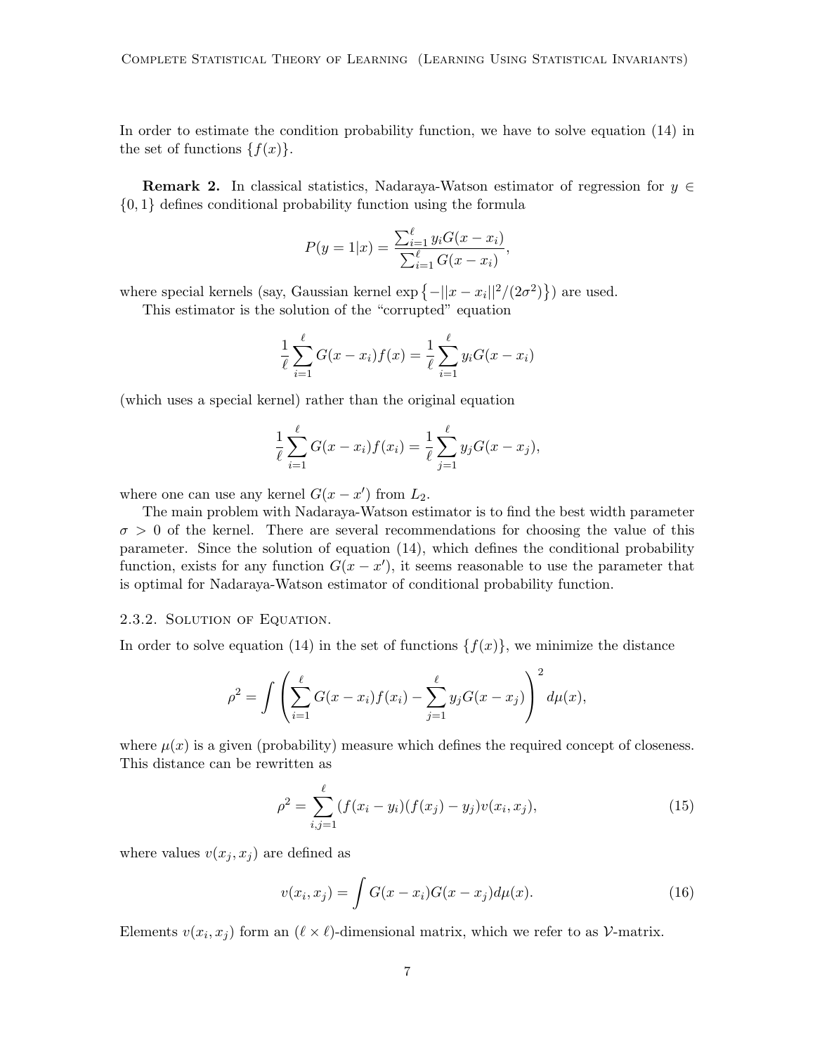In order to estimate the condition probability function, we have to solve equation (14) in the set of functions $\{f(x)\}$.

**Remark 2.** In classical statistics, Nadaraya-Watson estimator of regression for $y \in \{0, 1\}$ defines conditional probability function using the formula

$$P(y = 1|x) = \frac{\sum_{i=1}^{\ell} y_i G(x - x_i)}{\sum_{i=1}^{\ell} G(x - x_i)},$$

where special kernels (say, Gaussian kernel $\exp\left\{-||x - x_i||^2/(2\sigma^2)\right\}$) are used.

This estimator is the solution of the "corrupted" equation

$$\frac{1}{\ell} \sum_{i=1}^{\ell} G(x - x_i) f(x) = \frac{1}{\ell} \sum_{i=1}^{\ell} y_i G(x - x_i)$$

(which uses a special kernel) rather than the original equation

$$\frac{1}{\ell} \sum_{i=1}^{\ell} G(x - x_i) f(x_i) = \frac{1}{\ell} \sum_{j=1}^{\ell} y_j G(x - x_j),$$

where one can use any kernel $G(x - x')$ from $L_2$.

The main problem with Nadaraya-Watson estimator is to find the best width parameter $\sigma > 0$ of the kernel. There are several recommendations for choosing the value of this parameter. Since the solution of equation (14), which defines the conditional probability function, exists for any function $G(x - x')$, it seems reasonable to use the parameter that is optimal for Nadaraya-Watson estimator of conditional probability function.

### 2.3.2. Solution of Equation.

In order to solve equation (14) in the set of functions $\{f(x)\}$, we minimize the distance

$$\rho^2 = \int \left( \sum_{i=1}^{\ell} G(x - x_i) f(x_i) - \sum_{j=1}^{\ell} y_j G(x - x_j) \right)^2 d\mu(x),$$

where $\mu(x)$ is a given (probability) measure which defines the required concept of closeness. This distance can be rewritten as

$$\rho^2 = \sum_{i,j=1}^{\ell} (f(x_i - y_i)(f(x_j) - y_j) v(x_i, x_j), \tag{15}$$

where values $v(x_j, x_j)$ are defined as

$$v(x_i, x_j) = \int G(x - x_i) G(x - x_j) d\mu(x). \tag{16}$$

Elements $v(x_i, x_j)$ form an $(\ell \times \ell)$-dimensional matrix, which we refer to as $\mathcal{V}$-matrix.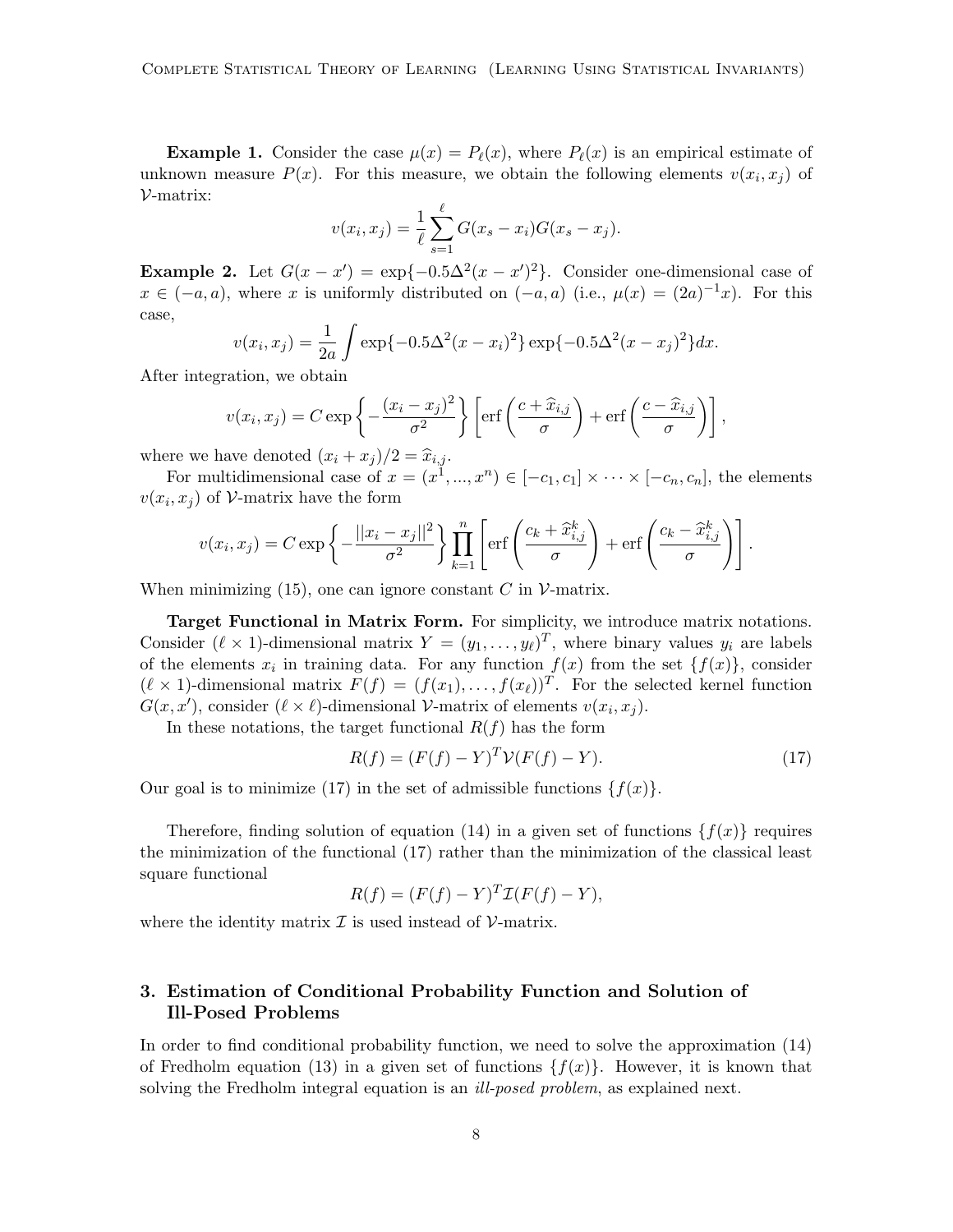**Example 1.** Consider the case $\mu(x) = P_\ell(x)$, where $P_\ell(x)$ is an empirical estimate of unknown measure $P(x)$. For this measure, we obtain the following elements $v(x_i, x_j)$ of $\mathcal{V}$-matrix:

$$v(x_i, x_j) = \frac{1}{\ell} \sum_{s=1}^{\ell} G(x_s - x_i) G(x_s - x_j).$$

**Example 2.** Let $G(x - x') = \exp\{-0.5\Delta^2(x - x')^2\}$. Consider one-dimensional case of $x \in (-a, a)$, where $x$ is uniformly distributed on $(-a, a)$ (i.e., $\mu(x) = (2a)^{-1}x$). For this case,

$$v(x_i, x_j) = \frac{1}{2a} \int \exp\{-0.5\Delta^2(x - x_i)^2\} \exp\{-0.5\Delta^2(x - x_j)^2\} dx.$$

After integration, we obtain

$$v(x_i, x_j) = C \exp\left\{-\frac{(x_i - x_j)^2}{\sigma^2}\right\} \left[\operatorname{erf}\left(\frac{c + \widehat{x}_{i,j}}{\sigma}\right) + \operatorname{erf}\left(\frac{c - \widehat{x}_{i,j}}{\sigma}\right)\right],$$

where we have denoted $(x_i + x_j)/2 = \widehat{x}_{i,j}$.

For multidimensional case of $x = (x^1, ..., x^n) \in [-c_1, c_1] \times \cdots \times [-c_n, c_n]$, the elements $v(x_i, x_j)$ of $\mathcal{V}$-matrix have the form

$$v(x_i, x_j) = C \exp\left\{-\frac{||x_i - x_j||^2}{\sigma^2}\right\} \prod_{k=1}^{n} \left[\operatorname{erf}\left(\frac{c_k + \widehat{x}^k_{i,j}}{\sigma}\right) + \operatorname{erf}\left(\frac{c_k - \widehat{x}^k_{i,j}}{\sigma}\right)\right].$$

When minimizing (15), one can ignore constant $C$ in $\mathcal{V}$-matrix.

**Target Functional in Matrix Form.** For simplicity, we introduce matrix notations. Consider $(\ell \times 1)$-dimensional matrix $Y = (y_1, \ldots, y_\ell)^T$, where binary values $y_i$ are labels of the elements $x_i$ in training data. For any function $f(x)$ from the set $\{f(x)\}$, consider $(\ell \times 1)$-dimensional matrix $F(f) = (f(x_1), \ldots, f(x_\ell))^T$. For the selected kernel function $G(x, x')$, consider $(\ell \times \ell)$-dimensional $\mathcal{V}$-matrix of elements $v(x_i, x_j)$.

In these notations, the target functional $R(f)$ has the form

$$R(f) = (F(f) - Y)^T \mathcal{V} (F(f) - Y). \tag{17}$$

Our goal is to minimize (17) in the set of admissible functions $\{f(x)\}$.

Therefore, finding solution of equation (14) in a given set of functions $\{f(x)\}$ requires the minimization of the functional (17) rather than the minimization of the classical least square functional

$$R(f) = (F(f) - Y)^T \mathcal{I} (F(f) - Y),$$

where the identity matrix $\mathcal{I}$ is used instead of $\mathcal{V}$-matrix.

## 3. Estimation of Conditional Probability Function and Solution of Ill-Posed Problems

In order to find conditional probability function, we need to solve the approximation (14) of Fredholm equation (13) in a given set of functions $\{f(x)\}$. However, it is known that solving the Fredholm integral equation is an *ill-posed problem*, as explained next.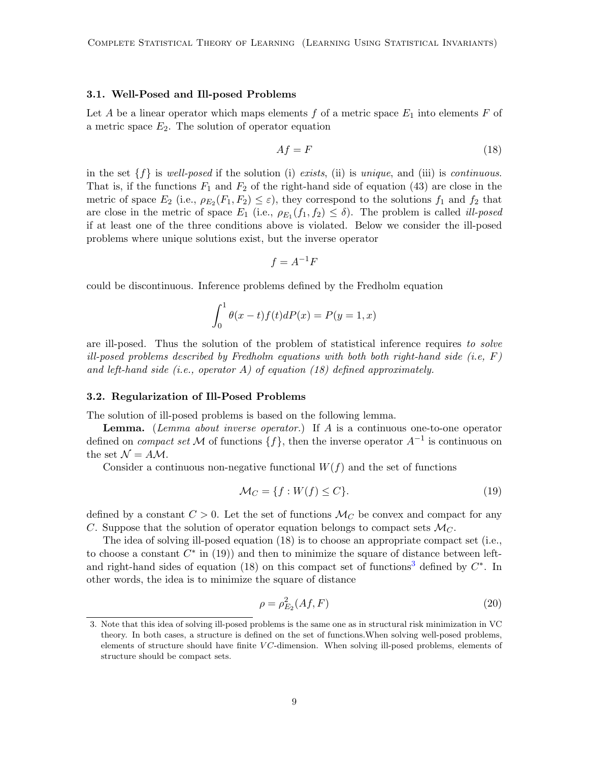### 3.1. Well-Posed and Ill-posed Problems

Let $A$ be a linear operator which maps elements $f$ of a metric space $E_1$ into elements $F$ of a metric space $E_2$. The solution of operator equation

$$
Af = F \tag{18}
$$

in the set $\{f\}$ is *well-posed* if the solution (i) *exists*, (ii) is *unique*, and (iii) is *continuous*. That is, if the functions $F_1$ and $F_2$ of the right-hand side of equation (43) are close in the metric of space $E_2$ (i.e., $\rho_{E_2}(F_1, F_2) \leq \varepsilon$), they correspond to the solutions $f_1$ and $f_2$ that are close in the metric of space $E_1$ (i.e., $\rho_{E_1}(f_1, f_2) \leq \delta$). The problem is called *ill-posed* if at least one of the three conditions above is violated. Below we consider the ill-posed problems where unique solutions exist, but the inverse operator

$$
f = A^{-1}F
$$

could be discontinuous. Inference problems defined by the Fredholm equation

$$
\int_0^1 \theta(x-t)f(t)dP(x) = P(y=1, x)
$$

are ill-posed. Thus the solution of the problem of statistical inference requires *to solve ill-posed problems described by Fredholm equations with both both right-hand side (i.e, $F$) and left-hand side (i.e., operator $A$) of equation (18) defined approximately.*

### 3.2. Regularization of Ill-Posed Problems

The solution of ill-posed problems is based on the following lemma.

**Lemma.** (*Lemma about inverse operator.*) If $A$ is a continuous one-to-one operator defined on *compact set* $\mathcal{M}$ of functions $\{f\}$, then the inverse operator $A^{-1}$ is continuous on the set $\mathcal{N} = A\mathcal{M}$.

Consider a continuous non-negative functional $W(f)$ and the set of functions

$$
\mathcal{M}_C = \{f : W(f) \leq C\}. \tag{19}
$$

defined by a constant $C > 0$. Let the set of functions $\mathcal{M}_C$ be convex and compact for any $C$. Suppose that the solution of operator equation belongs to compact sets $\mathcal{M}_C$.

The idea of solving ill-posed equation (18) is to choose an appropriate compact set (i.e., to choose a constant $C^*$ in (19)) and then to minimize the square of distance between left- and right-hand sides of equation (18) on this compact set of functions[3] defined by $C^*$. In other words, the idea is to minimize the square of distance

$$
\rho = \rho^2_{E_2}(Af, F) \tag{20}
$$

3. Note that this idea of solving ill-posed problems is the same one as in structural risk minimization in VC theory. In both cases, a structure is defined on the set of functions.When solving well-posed problems, elements of structure should have finite $VC$-dimension. When solving ill-posed problems, elements of structure should be compact sets.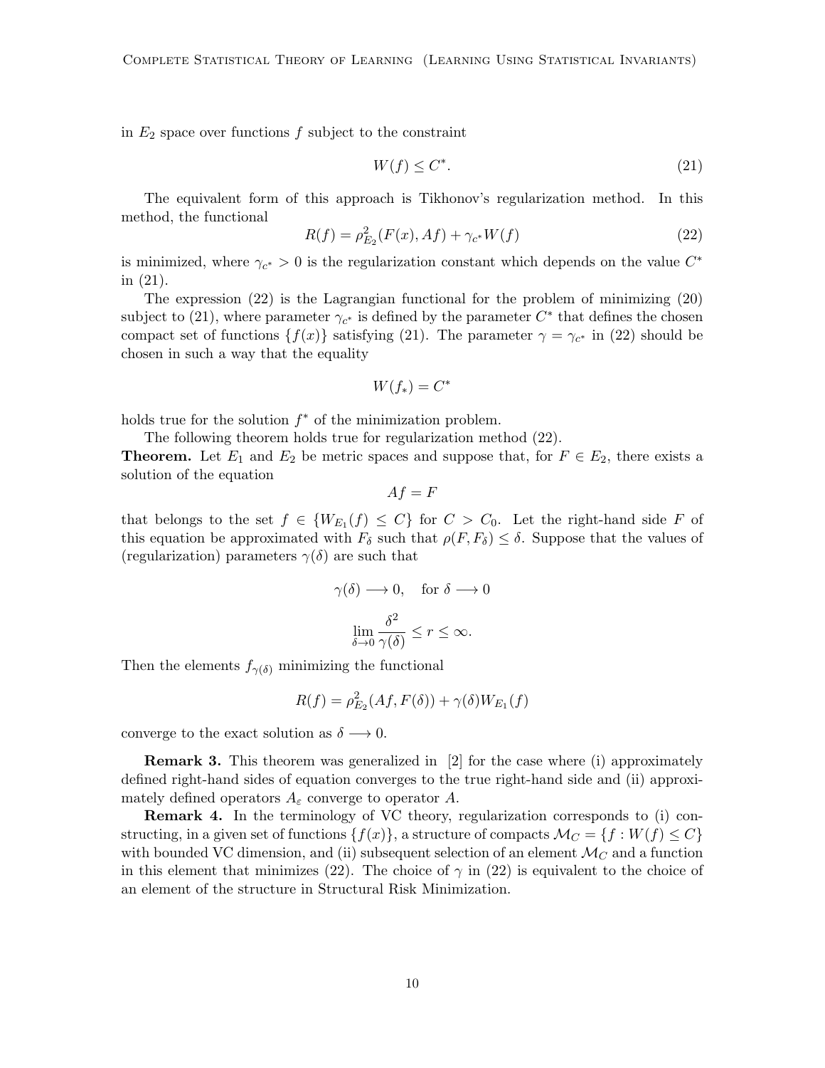in $E_2$ space over functions $f$ subject to the constraint

$$W(f) \leq C^*. \tag{21}$$

The equivalent form of this approach is Tikhonov's regularization method. In this method, the functional

$$R(f) = \rho_{E_2}^2(F(x), Af) + \gamma_{c^*} W(f) \tag{22}$$

is minimized, where $\gamma_{c^*} > 0$ is the regularization constant which depends on the value $C^*$ in (21).

The expression (22) is the Lagrangian functional for the problem of minimizing (20) subject to (21), where parameter $\gamma_{c^*}$ is defined by the parameter $C^*$ that defines the chosen compact set of functions $\{f(x)\}$ satisfying (21). The parameter $\gamma = \gamma_{c^*}$ in (22) should be chosen in such a way that the equality

$$W(f_*) = C^*$$

holds true for the solution $f^*$ of the minimization problem.

The following theorem holds true for regularization method (22).

**Theorem.** Let $E_1$ and $E_2$ be metric spaces and suppose that, for $F \in E_2$, there exists a solution of the equation

$$Af = F$$

that belongs to the set $f \in \{W_{E_1}(f) \leq C\}$ for $C > C_0$. Let the right-hand side $F$ of this equation be approximated with $F_\delta$ such that $\rho(F, F_\delta) \leq \delta$. Suppose that the values of (regularization) parameters $\gamma(\delta)$ are such that

$$\gamma(\delta) \longrightarrow 0, \quad \text{for } \delta \longrightarrow 0$$

$$\lim_{\delta \to 0} \frac{\delta^2}{\gamma(\delta)} \leq r \leq \infty.$$

Then the elements $f_{\gamma(\delta)}$ minimizing the functional

$$R(f) = \rho_{E_2}^2(Af, F(\delta)) + \gamma(\delta) W_{E_1}(f)$$

converge to the exact solution as $\delta \longrightarrow 0$.

**Remark 3.** This theorem was generalized in [2] for the case where (i) approximately defined right-hand sides of equation converges to the true right-hand side and (ii) approximately defined operators $A_\varepsilon$ converge to operator $A$.

**Remark 4.** In the terminology of VC theory, regularization corresponds to (i) constructing, in a given set of functions $\{f(x)\}$, a structure of compacts $\mathcal{M}_C = \{f : W(f) \leq C\}$ with bounded VC dimension, and (ii) subsequent selection of an element $\mathcal{M}_C$ and a function in this element that minimizes (22). The choice of $\gamma$ in (22) is equivalent to the choice of an element of the structure in Structural Risk Minimization.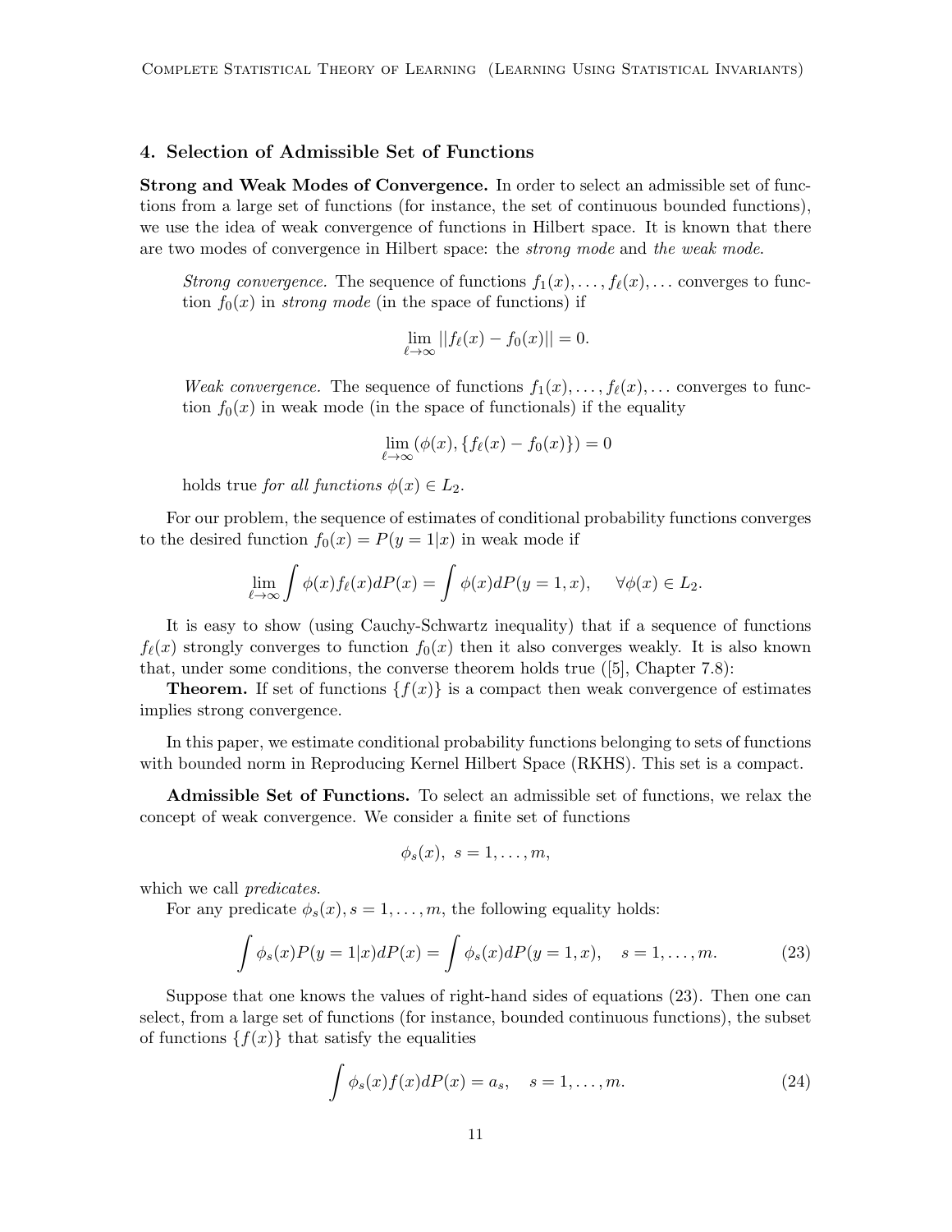## 4. Selection of Admissible Set of Functions

**Strong and Weak Modes of Convergence.** In order to select an admissible set of functions from a large set of functions (for instance, the set of continuous bounded functions), we use the idea of weak convergence of functions in Hilbert space. It is known that there are two modes of convergence in Hilbert space: the *strong mode* and *the weak mode*.

> *Strong convergence.* The sequence of functions $f_1(x), \ldots, f_\ell(x), \ldots$ converges to function $f_0(x)$ in *strong mode* (in the space of functions) if
>
> $$\lim_{\ell \to \infty} ||f_\ell(x) - f_0(x)|| = 0.$$
>
> *Weak convergence.* The sequence of functions $f_1(x), \ldots, f_\ell(x), \ldots$ converges to function $f_0(x)$ in weak mode (in the space of functionals) if the equality
>
> $$\lim_{\ell \to \infty} (\phi(x), \{f_\ell(x) - f_0(x)\}) = 0$$
>
> holds true *for all functions* $\phi(x) \in L_2$.

For our problem, the sequence of estimates of conditional probability functions converges to the desired function $f_0(x) = P(y = 1|x)$ in weak mode if

$$\lim_{\ell \to \infty} \int \phi(x) f_\ell(x) dP(x) = \int \phi(x) dP(y = 1, x), \quad \forall \phi(x) \in L_2.$$

It is easy to show (using Cauchy-Schwartz inequality) that if a sequence of functions $f_\ell(x)$ strongly converges to function $f_0(x)$ then it also converges weakly. It is also known that, under some conditions, the converse theorem holds true ([5], Chapter 7.8):

**Theorem.** If set of functions $\{f(x)\}$ is a compact then weak convergence of estimates implies strong convergence.

In this paper, we estimate conditional probability functions belonging to sets of functions with bounded norm in Reproducing Kernel Hilbert Space (RKHS). This set is a compact.

**Admissible Set of Functions.** To select an admissible set of functions, we relax the concept of weak convergence. We consider a finite set of functions

$$\phi_s(x), \; s = 1, \ldots, m,$$

which we call *predicates*.

For any predicate $\phi_s(x), s = 1, \ldots, m$, the following equality holds:

$$\int \phi_s(x) P(y = 1|x) dP(x) = \int \phi_s(x) dP(y = 1, x), \quad s = 1, \ldots, m. \tag{23}$$

Suppose that one knows the values of right-hand sides of equations (23). Then one can select, from a large set of functions (for instance, bounded continuous functions), the subset of functions $\{f(x)\}$ that satisfy the equalities

$$\int \phi_s(x) f(x) dP(x) = a_s, \quad s = 1, \ldots, m. \tag{24}$$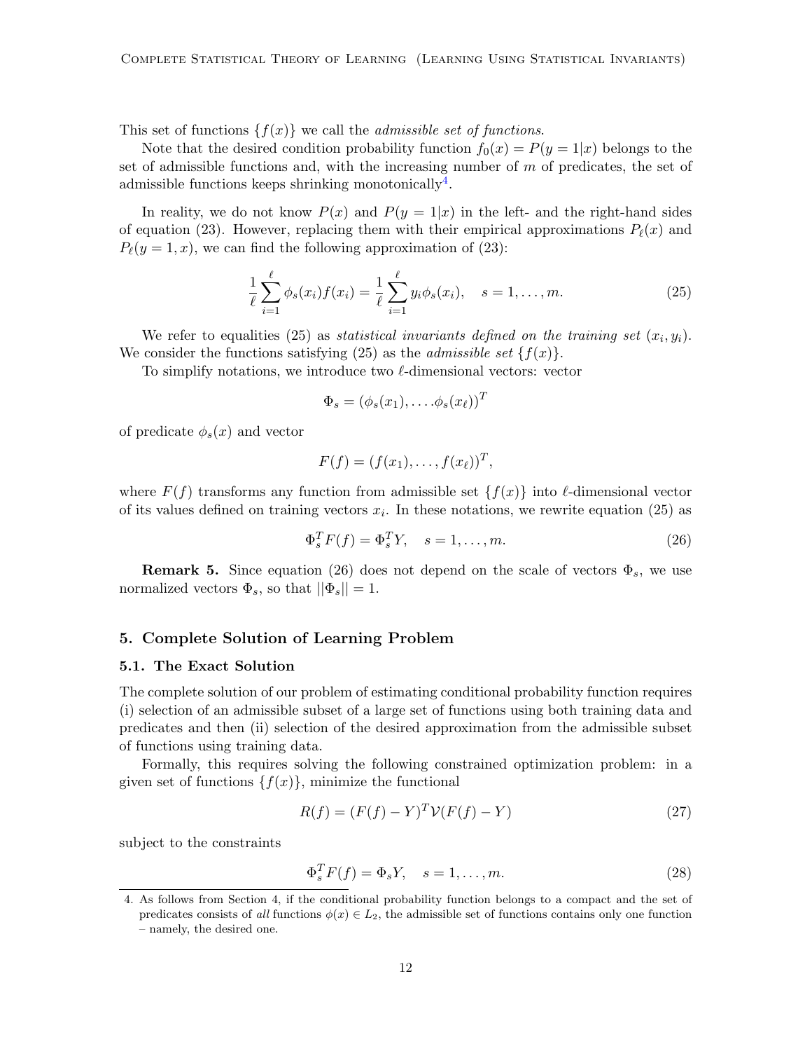This set of functions $\{f(x)\}$ we call the *admissible set of functions*.

Note that the desired condition probability function $f_0(x) = P(y = 1|x)$ belongs to the set of admissible functions and, with the increasing number of $m$ of predicates, the set of admissible functions keeps shrinking monotonically[4].

In reality, we do not know $P(x)$ and $P(y = 1|x)$ in the left- and the right-hand sides of equation (23). However, replacing them with their empirical approximations $P_\ell(x)$ and $P_\ell(y = 1, x)$, we can find the following approximation of (23):

$$\frac{1}{\ell}\sum_{i=1}^{\ell} \phi_s(x_i) f(x_i) = \frac{1}{\ell}\sum_{i=1}^{\ell} y_i \phi_s(x_i), \quad s = 1, \ldots, m. \tag{25}$$

We refer to equalities (25) as *statistical invariants defined on the training set* $(x_i, y_i)$. We consider the functions satisfying (25) as the *admissible set* $\{f(x)\}$.

To simplify notations, we introduce two $\ell$-dimensional vectors: vector

$$\Phi_s = (\phi_s(x_1), \ldots. \phi_s(x_\ell))^T$$

of predicate $\phi_s(x)$ and vector

$$F(f) = (f(x_1), \ldots, f(x_\ell))^T,$$

where $F(f)$ transforms any function from admissible set $\{f(x)\}$ into $\ell$-dimensional vector of its values defined on training vectors $x_i$. In these notations, we rewrite equation (25) as

$$\Phi_s^T F(f) = \Phi_s^T Y, \quad s = 1, \ldots, m. \tag{26}$$

**Remark 5.** Since equation (26) does not depend on the scale of vectors $\Phi_s$, we use normalized vectors $\Phi_s$, so that $||\Phi_s|| = 1$.

## 5. Complete Solution of Learning Problem

### 5.1. The Exact Solution

The complete solution of our problem of estimating conditional probability function requires (i) selection of an admissible subset of a large set of functions using both training data and predicates and then (ii) selection of the desired approximation from the admissible subset of functions using training data.

Formally, this requires solving the following constrained optimization problem: in a given set of functions $\{f(x)\}$, minimize the functional

$$R(f) = (F(f) - Y)^T \mathcal{V}(F(f) - Y) \tag{27}$$

subject to the constraints

$$\Phi_s^T F(f) = \Phi_s Y, \quad s = 1, \ldots, m. \tag{28}$$

4. As follows from Section 4, if the conditional probability function belongs to a compact and the set of predicates consists of *all* functions $\phi(x) \in L_2$, the admissible set of functions contains only one function – namely, the desired one.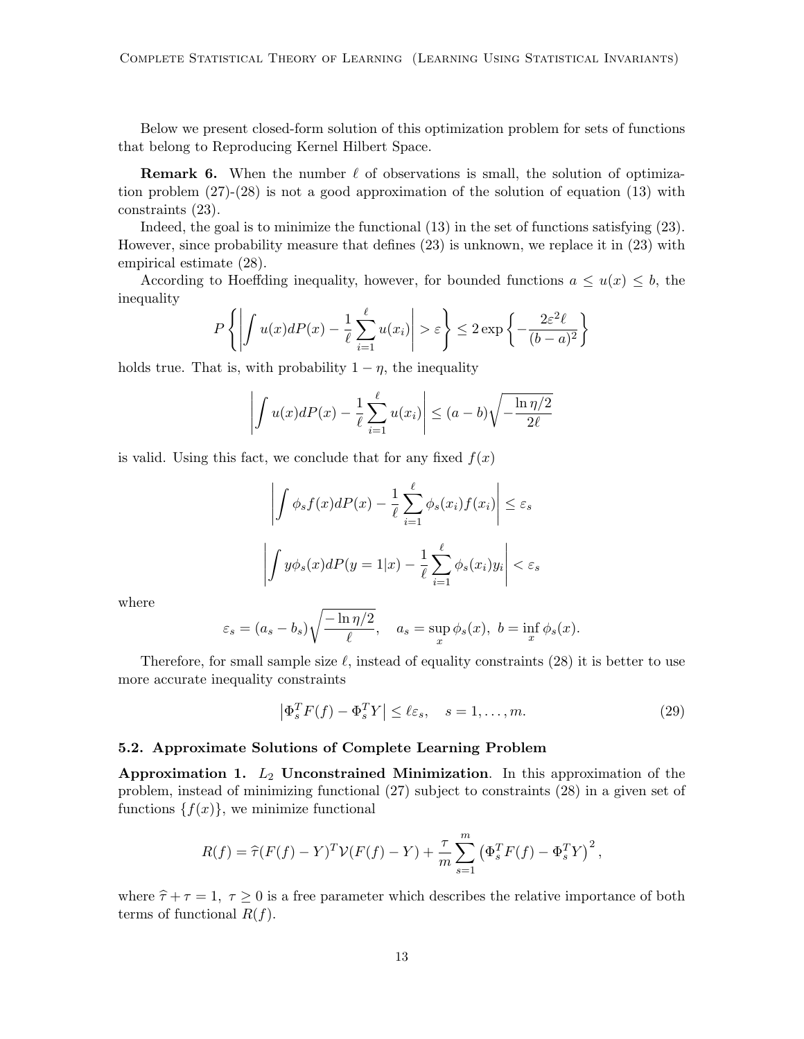Below we present closed-form solution of this optimization problem for sets of functions that belong to Reproducing Kernel Hilbert Space.

**Remark 6.** When the number $\ell$ of observations is small, the solution of optimization problem (27)-(28) is not a good approximation of the solution of equation (13) with constraints (23).

Indeed, the goal is to minimize the functional (13) in the set of functions satisfying (23). However, since probability measure that defines (23) is unknown, we replace it in (23) with empirical estimate (28).

According to Hoeffding inequality, however, for bounded functions $a \leq u(x) \leq b$, the inequality

$$P\left\{\left|\int u(x)dP(x) - \frac{1}{\ell}\sum_{i=1}^{\ell} u(x_i)\right| > \varepsilon\right\} \leq 2\exp\left\{-\frac{2\varepsilon^2 \ell}{(b-a)^2}\right\}$$

holds true. That is, with probability $1-\eta$, the inequality

$$\left|\int u(x)dP(x) - \frac{1}{\ell}\sum_{i=1}^{\ell} u(x_i)\right| \leq (a-b)\sqrt{-\frac{\ln \eta/2}{2\ell}}$$

is valid. Using this fact, we conclude that for any fixed $f(x)$

$$\left|\int \phi_s f(x)dP(x) - \frac{1}{\ell}\sum_{i=1}^{\ell} \phi_s(x_i)f(x_i)\right| \leq \varepsilon_s$$

$$\left|\int y\phi_s(x)dP(y=1|x) - \frac{1}{\ell}\sum_{i=1}^{\ell} \phi_s(x_i)y_i\right| < \varepsilon_s$$

where

$$\varepsilon_s = (a_s - b_s)\sqrt{\frac{-\ln \eta/2}{\ell}}, \quad a_s = \sup_x \phi_s(x),\ b = \inf_x \phi_s(x).$$

Therefore, for small sample size $\ell$, instead of equality constraints (28) it is better to use more accurate inequality constraints

$$\left|\Phi_s^T F(f) - \Phi_s^T Y\right| \leq \ell\varepsilon_s, \quad s = 1, \ldots, m. \tag{29}$$

### 5.2. Approximate Solutions of Complete Learning Problem

**Approximation 1.** $L_2$ **Unconstrained Minimization**. In this approximation of the problem, instead of minimizing functional (27) subject to constraints (28) in a given set of functions $\{f(x)\}$, we minimize functional

$$R(f) = \widehat{\tau}(F(f) - Y)^T \mathcal{V}(F(f) - Y) + \frac{\tau}{m}\sum_{s=1}^{m}\left(\Phi_s^T F(f) - \Phi_s^T Y\right)^2,$$

where $\widehat{\tau} + \tau = 1,\ \tau \geq 0$ is a free parameter which describes the relative importance of both terms of functional $R(f)$.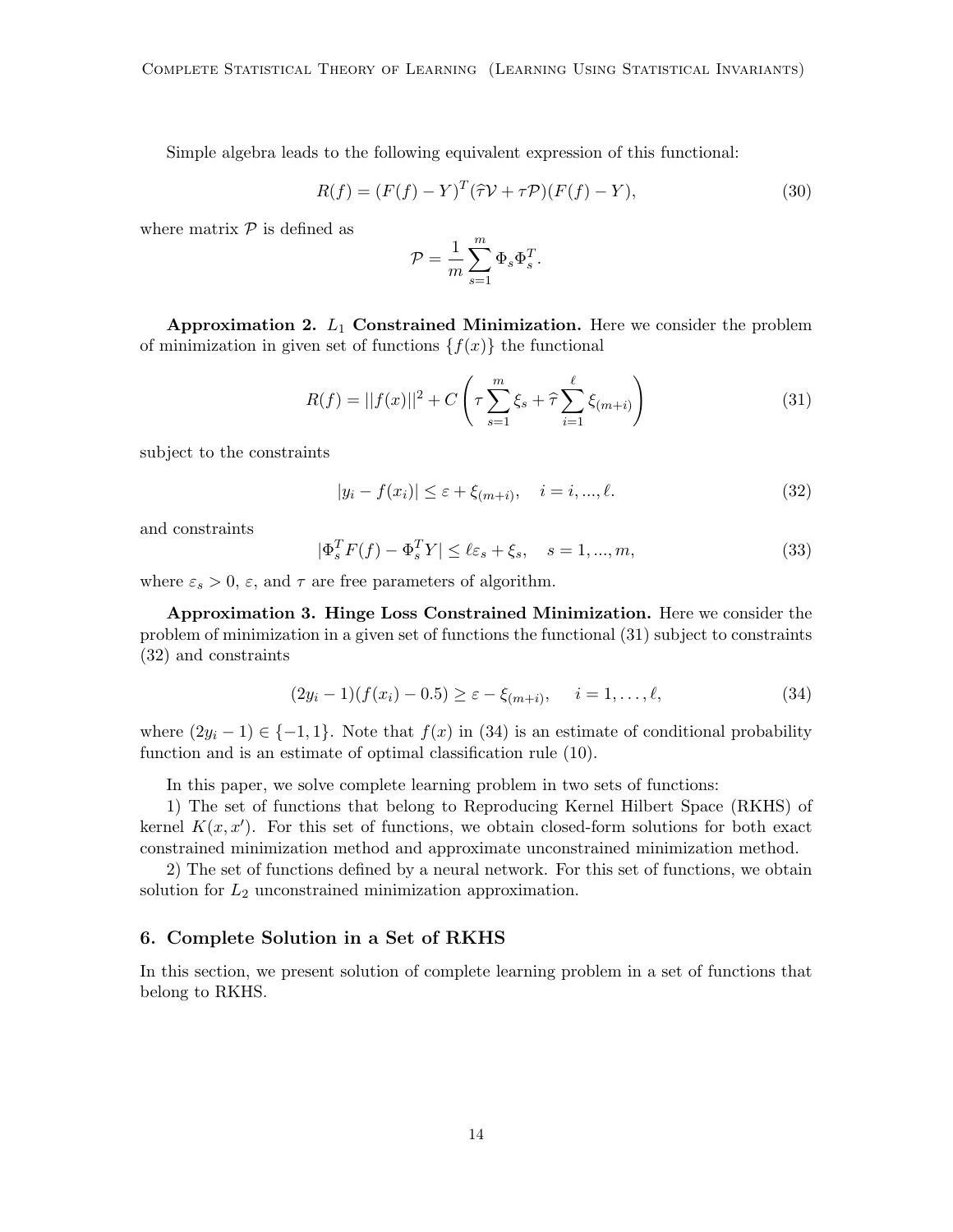Simple algebra leads to the following equivalent expression of this functional:

$$R(f) = (F(f) - Y)^T (\widehat{\tau}\mathcal{V} + \tau\mathcal{P})(F(f) - Y), \tag{30}$$

where matrix $\mathcal{P}$ is defined as

$$\mathcal{P} = \frac{1}{m}\sum_{s=1}^{m} \Phi_s \Phi_s^T.$$

**Approximation 2. $L_1$ Constrained Minimization.** Here we consider the problem of minimization in given set of functions $\{f(x)\}$ the functional

$$R(f) = ||f(x)||^2 + C\left(\tau \sum_{s=1}^{m} \xi_s + \widehat{\tau}\sum_{i=1}^{\ell} \xi_{(m+i)}\right) \tag{31}$$

subject to the constraints

$$|y_i - f(x_i)| \leq \varepsilon + \xi_{(m+i)}, \quad i = i, ..., \ell. \tag{32}$$

and constraints

$$|\Phi_s^T F(f) - \Phi_s^T Y| \leq \ell\varepsilon_s + \xi_s, \quad s = 1, ..., m, \tag{33}$$

where $\varepsilon_s > 0$, $\varepsilon$, and $\tau$ are free parameters of algorithm.

**Approximation 3. Hinge Loss Constrained Minimization.** Here we consider the problem of minimization in a given set of functions the functional (31) subject to constraints (32) and constraints

$$(2y_i - 1)(f(x_i) - 0.5) \geq \varepsilon - \xi_{(m+i)}, \quad i = 1, \ldots, \ell, \tag{34}$$

where $(2y_i - 1) \in \{-1, 1\}$. Note that $f(x)$ in (34) is an estimate of conditional probability function and is an estimate of optimal classification rule (10).

In this paper, we solve complete learning problem in two sets of functions:

1) The set of functions that belong to Reproducing Kernel Hilbert Space (RKHS) of kernel $K(x, x')$. For this set of functions, we obtain closed-form solutions for both exact constrained minimization method and approximate unconstrained minimization method.

2) The set of functions defined by a neural network. For this set of functions, we obtain solution for $L_2$ unconstrained minimization approximation.

## 6. Complete Solution in a Set of RKHS

In this section, we present solution of complete learning problem in a set of functions that belong to RKHS.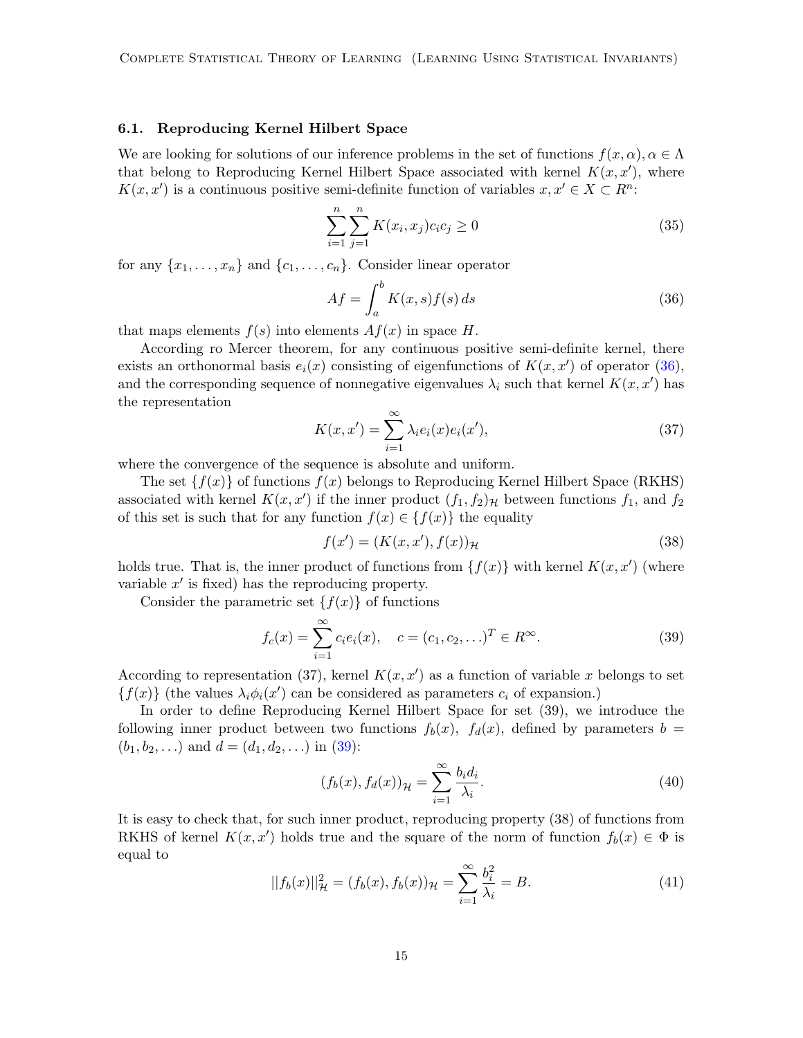### 6.1. Reproducing Kernel Hilbert Space

We are looking for solutions of our inference problems in the set of functions $f(x, \alpha), \alpha \in \Lambda$ that belong to Reproducing Kernel Hilbert Space associated with kernel $K(x, x')$, where $K(x, x')$ is a continuous positive semi-definite function of variables $x, x' \in X \subset R^n$:

$$\sum_{i=1}^{n} \sum_{j=1}^{n} K(x_i, x_j) c_i c_j \geq 0 \tag{35}$$

for any $\{x_1, \ldots, x_n\}$ and $\{c_1, \ldots, c_n\}$. Consider linear operator

$$Af = \int_a^b K(x, s) f(s)\, ds \tag{36}$$

that maps elements $f(s)$ into elements $Af(x)$ in space $H$.

According ro Mercer theorem, for any continuous positive semi-definite kernel, there exists an orthonormal basis $e_i(x)$ consisting of eigenfunctions of $K(x, x')$ of operator (36), and the corresponding sequence of nonnegative eigenvalues $\lambda_i$ such that kernel $K(x, x')$ has the representation

$$K(x, x') = \sum_{i=1}^{\infty} \lambda_i e_i(x) e_i(x'), \tag{37}$$

where the convergence of the sequence is absolute and uniform.

The set $\{f(x)\}$ of functions $f(x)$ belongs to Reproducing Kernel Hilbert Space (RKHS) associated with kernel $K(x, x')$ if the inner product $(f_1, f_2)_{\mathcal{H}}$ between functions $f_1$, and $f_2$ of this set is such that for any function $f(x) \in \{f(x)\}$ the equality

$$f(x') = (K(x, x'), f(x))_{\mathcal{H}} \tag{38}$$

holds true. That is, the inner product of functions from $\{f(x)\}$ with kernel $K(x, x')$ (where variable $x'$ is fixed) has the reproducing property.

Consider the parametric set $\{f(x)\}$ of functions

$$f_c(x) = \sum_{i=1}^{\infty} c_i e_i(x), \quad c = (c_1, c_2, \ldots)^T \in R^{\infty}. \tag{39}$$

According to representation (37), kernel $K(x, x')$ as a function of variable $x$ belongs to set $\{f(x)\}$ (the values $\lambda_i \phi_i(x')$ can be considered as parameters $c_i$ of expansion.)

In order to define Reproducing Kernel Hilbert Space for set (39), we introduce the following inner product between two functions $f_b(x)$, $f_d(x)$, defined by parameters $b = (b_1, b_2, \ldots)$ and $d = (d_1, d_2, \ldots)$ in (39):

$$(f_b(x), f_d(x))_{\mathcal{H}} = \sum_{i=1}^{\infty} \frac{b_i d_i}{\lambda_i}. \tag{40}$$

It is easy to check that, for such inner product, reproducing property (38) of functions from RKHS of kernel $K(x, x')$ holds true and the square of the norm of function $f_b(x) \in \Phi$ is equal to

$$||f_b(x)||^2_{\mathcal{H}} = (f_b(x), f_b(x))_{\mathcal{H}} = \sum_{i=1}^{\infty} \frac{b_i^2}{\lambda_i} = B. \tag{41}$$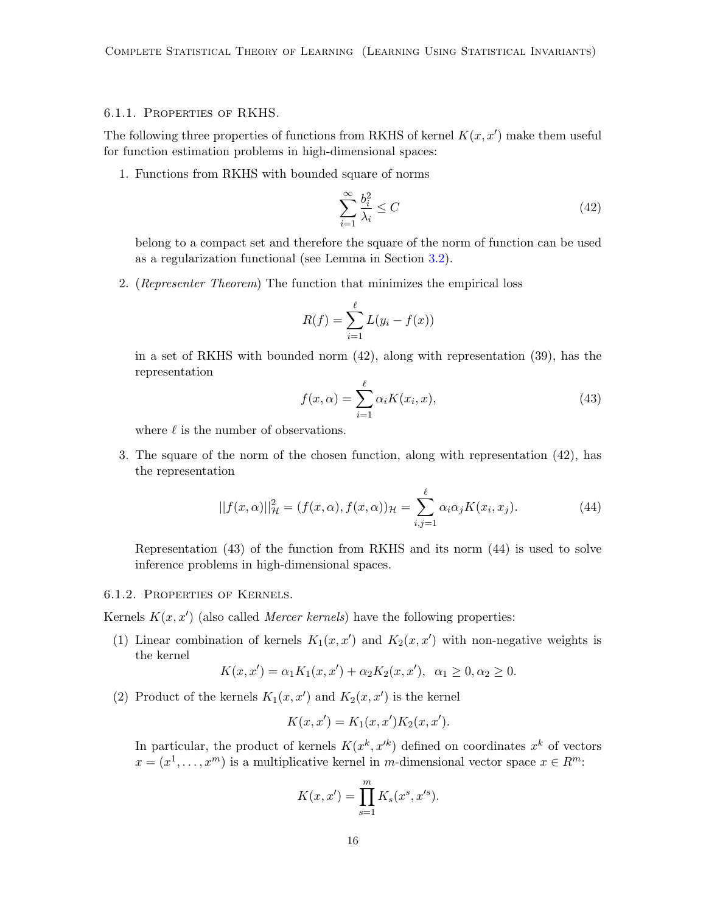#### 6.1.1. Properties of RKHS.

The following three properties of functions from RKHS of kernel $K(x, x')$ make them useful for function estimation problems in high-dimensional spaces:

1. Functions from RKHS with bounded square of norms

$$\sum_{i=1}^{\infty} \frac{b_i^2}{\lambda_i} \leq C \tag{42}$$

   belong to a compact set and therefore the square of the norm of function can be used as a regularization functional (see Lemma in Section 3.2).

2. (*Representer Theorem*) The function that minimizes the empirical loss

$$R(f) = \sum_{i=1}^{\ell} L(y_i - f(x))$$

   in a set of RKHS with bounded norm (42), along with representation (39), has the representation

$$f(x, \alpha) = \sum_{i=1}^{\ell} \alpha_i K(x_i, x), \tag{43}$$

   where $\ell$ is the number of observations.

3. The square of the norm of the chosen function, along with representation (42), has the representation

$$||f(x, \alpha)||_{\mathcal{H}}^2 = (f(x, \alpha), f(x, \alpha))_{\mathcal{H}} = \sum_{i,j=1}^{\ell} \alpha_i \alpha_j K(x_i, x_j). \tag{44}$$

   Representation (43) of the function from RKHS and its norm (44) is used to solve inference problems in high-dimensional spaces.

#### 6.1.2. Properties of Kernels.

Kernels $K(x, x')$ (also called *Mercer kernels*) have the following properties:

(1) Linear combination of kernels $K_1(x, x')$ and $K_2(x, x')$ with non-negative weights is the kernel

$$K(x, x') = \alpha_1 K_1(x, x') + \alpha_2 K_2(x, x'), \ \ \alpha_1 \geq 0, \alpha_2 \geq 0.$$

(2) Product of the kernels $K_1(x, x')$ and $K_2(x, x')$ is the kernel

$$K(x, x') = K_1(x, x') K_2(x, x').$$

In particular, the product of kernels $K(x^k, x'^k)$ defined on coordinates $x^k$ of vectors $x = (x^1, \ldots, x^m)$ is a multiplicative kernel in $m$-dimensional vector space $x \in R^m$:

$$K(x, x') = \prod_{s=1}^{m} K_s(x^s, x'^s).$$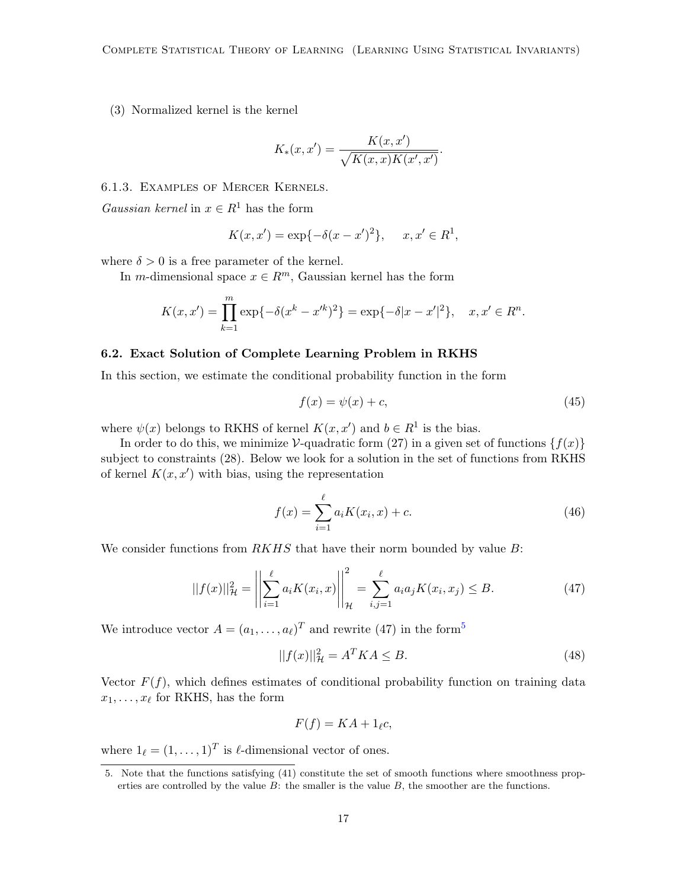(3) Normalized kernel is the kernel

$$K_*(x, x') = \frac{K(x, x')}{\sqrt{K(x, x)K(x', x')}}.$$

6.1.3. Examples of Mercer Kernels.

*Gaussian kernel* in $x \in R^1$ has the form

$$K(x, x') = \exp\{-\delta(x - x')^2\}, \quad x, x' \in R^1,$$

where $\delta > 0$ is a free parameter of the kernel.

In $m$-dimensional space $x \in R^m$, Gaussian kernel has the form

$$K(x, x') = \prod_{k=1}^{m} \exp\{-\delta(x^k - x'^k)^2\} = \exp\{-\delta|x - x'|^2\}, \quad x, x' \in R^n.$$

### 6.2. Exact Solution of Complete Learning Problem in RKHS

In this section, we estimate the conditional probability function in the form

$$f(x) = \psi(x) + c, \tag{45}$$

where $\psi(x)$ belongs to RKHS of kernel $K(x, x')$ and $b \in R^1$ is the bias.

In order to do this, we minimize $\mathcal{V}$-quadratic form (27) in a given set of functions $\{f(x)\}$ subject to constraints (28). Below we look for a solution in the set of functions from RKHS of kernel $K(x, x')$ with bias, using the representation

$$f(x) = \sum_{i=1}^{\ell} a_i K(x_i, x) + c. \tag{46}$$

We consider functions from $RKHS$ that have their norm bounded by value $B$:

$$||f(x)||^2_{\mathcal{H}} = \left|\left| \sum_{i=1}^{\ell} a_i K(x_i, x) \right|\right|^2_{\mathcal{H}} = \sum_{i,j=1}^{\ell} a_i a_j K(x_i, x_j) \leq B. \tag{47}$$

We introduce vector $A = (a_1, \ldots, a_\ell)^T$ and rewrite (47) in the form[5]

$$||f(x)||^2_{\mathcal{H}} = A^T K A \leq B. \tag{48}$$

Vector $F(f)$, which defines estimates of conditional probability function on training data $x_1, \ldots, x_\ell$ for RKHS, has the form

$$F(f) = KA + 1_\ell c,$$

where $1_\ell = (1, \ldots, 1)^T$ is $\ell$-dimensional vector of ones.

5. Note that the functions satisfying (41) constitute the set of smooth functions where smoothness properties are controlled by the value $B$: the smaller is the value $B$, the smoother are the functions.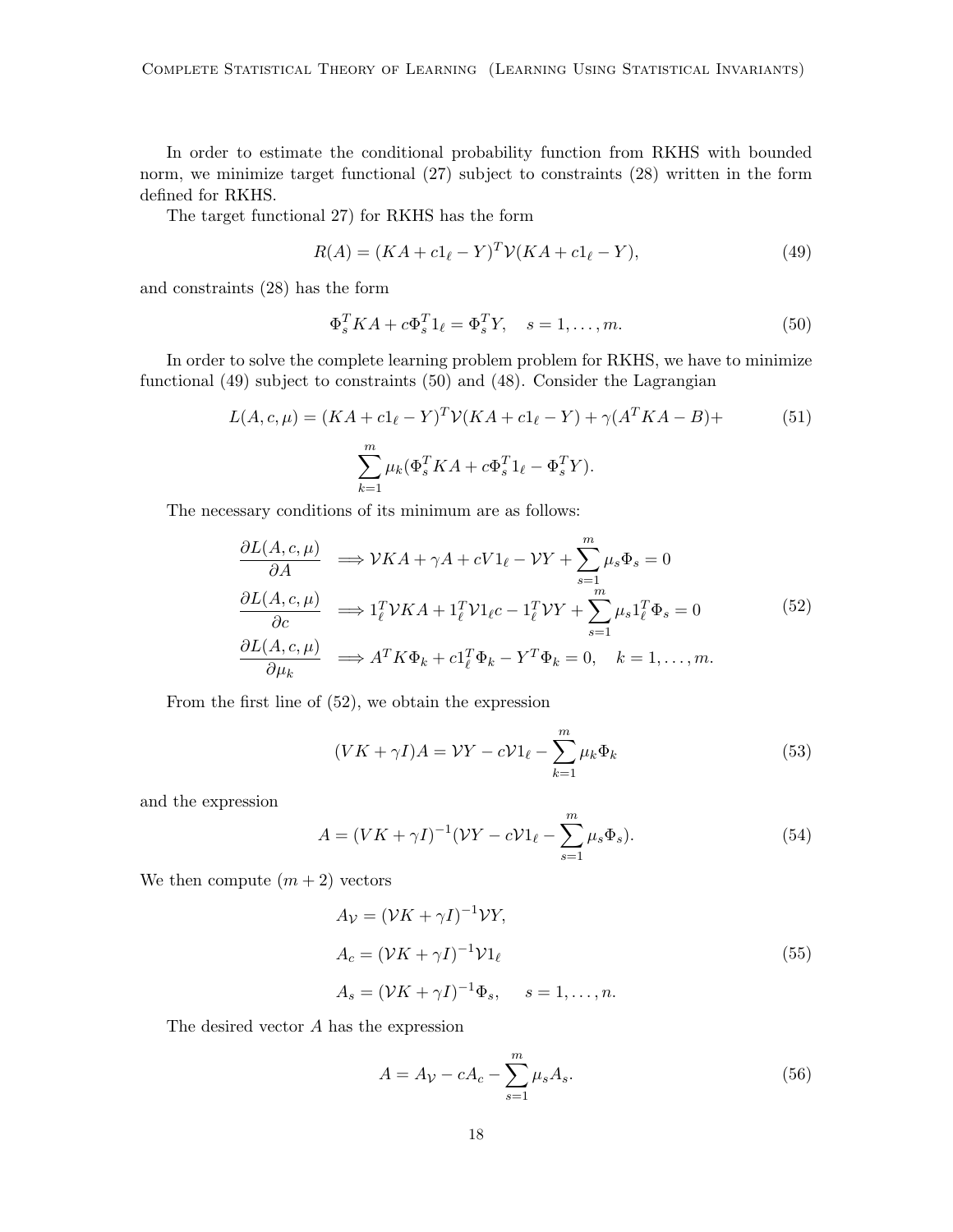In order to estimate the conditional probability function from RKHS with bounded norm, we minimize target functional (27) subject to constraints (28) written in the form defined for RKHS.

The target functional 27) for RKHS has the form

$$R(A) = (KA + c1_\ell - Y)^T \mathcal{V}(KA + c1_\ell - Y), \tag{49}$$

and constraints (28) has the form

$$\Phi_s^T KA + c\Phi_s^T 1_\ell = \Phi_s^T Y, \quad s = 1, \dots, m. \tag{50}$$

In order to solve the complete learning problem problem for RKHS, we have to minimize functional (49) subject to constraints (50) and (48). Consider the Lagrangian

$$L(A, c, \mu) = (KA + c1_\ell - Y)^T \mathcal{V}(KA + c1_\ell - Y) + \gamma(A^T KA - B) + \sum_{k=1}^{m} \mu_k (\Phi_s^T KA + c\Phi_s^T 1_\ell - \Phi_s^T Y). \tag{51}$$

The necessary conditions of its minimum are as follows:

$$\begin{aligned}
\frac{\partial L(A, c, \mu)}{\partial A} &\implies \mathcal{V}KA + \gamma A + cV1_\ell - \mathcal{V}Y + \sum_{s=1}^{m} \mu_s \Phi_s = 0 \\
\frac{\partial L(A, c, \mu)}{\partial c} &\implies 1_\ell^T \mathcal{V}KA + 1_\ell^T \mathcal{V}1_\ell c - 1_\ell^T \mathcal{V}Y + \sum_{s=1}^{m} \mu_s 1_\ell^T \Phi_s = 0 \\
\frac{\partial L(A, c, \mu)}{\partial \mu_k} &\implies A^T K \Phi_k + c1_\ell^T \Phi_k - Y^T \Phi_k = 0, \quad k = 1, \dots, m.
\end{aligned} \tag{52}$$

From the first line of (52), we obtain the expression

$$(VK + \gamma I)A = \mathcal{V}Y - c\mathcal{V}1_\ell - \sum_{k=1}^{m} \mu_k \Phi_k \tag{53}$$

and the expression

$$A = (VK + \gamma I)^{-1}(\mathcal{V}Y - c\mathcal{V}1_\ell - \sum_{s=1}^{m} \mu_s \Phi_s). \tag{54}$$

We then compute $(m + 2)$ vectors

$$\begin{aligned}
A_{\mathcal{V}} &= (\mathcal{V}K + \gamma I)^{-1} \mathcal{V}Y, \\
A_c &= (\mathcal{V}K + \gamma I)^{-1} \mathcal{V}1_\ell \\
A_s &= (\mathcal{V}K + \gamma I)^{-1} \Phi_s, \quad s = 1, \dots, n.
\end{aligned} \tag{55}$$

The desired vector $A$ has the expression

$$A = A_{\mathcal{V}} - cA_c - \sum_{s=1}^{m} \mu_s A_s. \tag{56}$$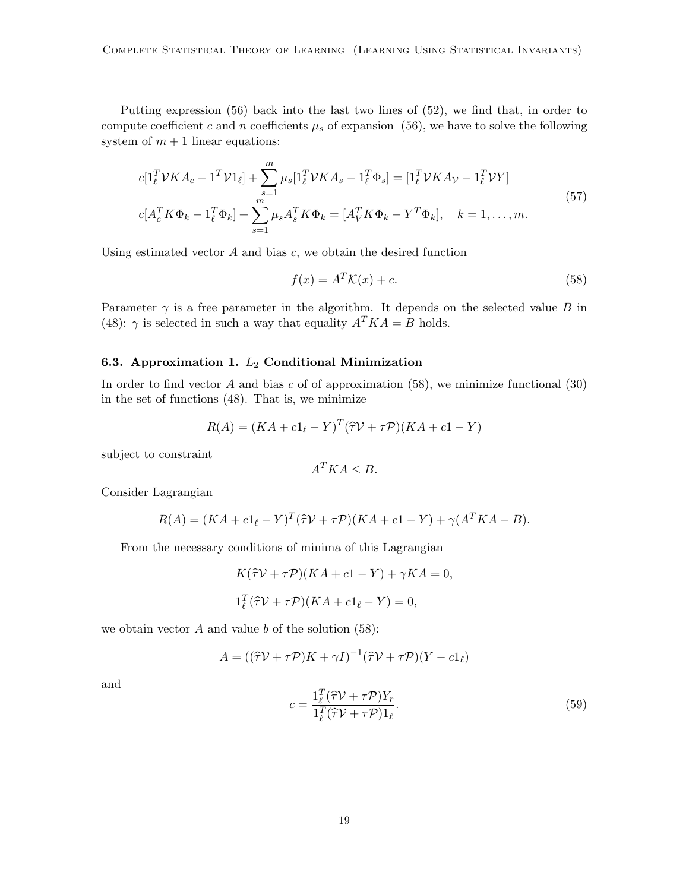Putting expression (56) back into the last two lines of (52), we find that, in order to compute coefficient $c$ and $n$ coefficients $\mu_s$ of expansion (56), we have to solve the following system of $m+1$ linear equations:

$$
\begin{aligned}
&c[1_\ell^T \mathcal{V} K A_c - 1^T \mathcal{V} 1_\ell] + \sum_{s=1}^{m} \mu_s [1_\ell^T \mathcal{V} K A_s - 1_\ell^T \Phi_s] = [1_\ell^T \mathcal{V} K A_{\mathcal{V}} - 1_\ell^T \mathcal{V} Y] \\
&c[A_c^T K \Phi_k - 1_\ell^T \Phi_k] + \sum_{s=1}^{m} \mu_s A_s^T K \Phi_k = [A_{\mathcal{V}}^T K \Phi_k - Y^T \Phi_k], \quad k = 1, \ldots, m.
\end{aligned}
\tag{57}
$$

Using estimated vector $A$ and bias $c$, we obtain the desired function

$$
f(x) = A^T \mathcal{K}(x) + c. \tag{58}
$$

Parameter $\gamma$ is a free parameter in the algorithm. It depends on the selected value $B$ in (48): $\gamma$ is selected in such a way that equality $A^T K A = B$ holds.

### 6.3. Approximation 1. $L_2$ Conditional Minimization

In order to find vector $A$ and bias $c$ of of approximation (58), we minimize functional (30) in the set of functions (48). That is, we minimize

$$
R(A) = (KA + c1_\ell - Y)^T (\widehat{\tau} \mathcal{V} + \tau \mathcal{P})(KA + c1 - Y)
$$

subject to constraint

$$
A^T K A \leq B.
$$

Consider Lagrangian

$$
R(A) = (KA + c1_\ell - Y)^T (\widehat{\tau} \mathcal{V} + \tau \mathcal{P})(KA + c1 - Y) + \gamma(A^T K A - B).
$$

From the necessary conditions of minima of this Lagrangian

$$
K(\widehat{\tau} \mathcal{V} + \tau \mathcal{P})(KA + c1 - Y) + \gamma K A = 0,
$$

$$
1_\ell^T (\widehat{\tau} \mathcal{V} + \tau \mathcal{P})(KA + c1_\ell - Y) = 0,
$$

we obtain vector $A$ and value $b$ of the solution (58):

$$
A = ((\widehat{\tau} \mathcal{V} + \tau \mathcal{P}) K + \gamma I)^{-1} (\widehat{\tau} \mathcal{V} + \tau \mathcal{P})(Y - c1_\ell)
$$

and

$$
c = \frac{1_\ell^T (\widehat{\tau} \mathcal{V} + \tau \mathcal{P}) Y_r}{1_\ell^T (\widehat{\tau} \mathcal{V} + \tau \mathcal{P}) 1_\ell}. \tag{59}
$$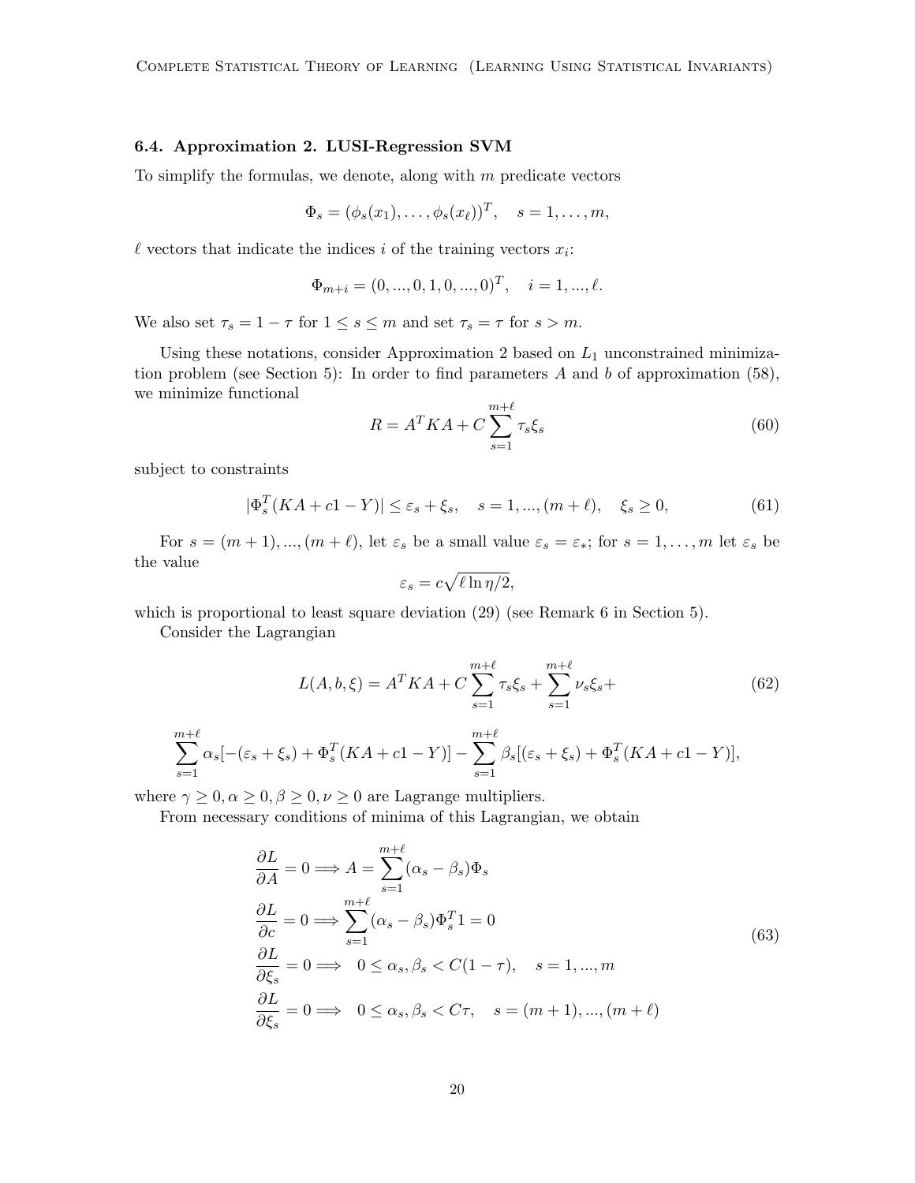### 6.4. Approximation 2. LUSI-Regression SVM

To simplify the formulas, we denote, along with $m$ predicate vectors

$$\Phi_s = (\phi_s(x_1), \ldots, \phi_s(x_\ell))^T, \quad s = 1, \ldots, m,$$

$\ell$ vectors that indicate the indices $i$ of the training vectors $x_i$:

$$\Phi_{m+i} = (0, ..., 0, 1, 0, ..., 0)^T, \quad i = 1, ..., \ell.$$

We also set $\tau_s = 1 - \tau$ for $1 \leq s \leq m$ and set $\tau_s = \tau$ for $s > m$.

Using these notations, consider Approximation 2 based on $L_1$ unconstrained minimization problem (see Section 5): In order to find parameters $A$ and $b$ of approximation (58), we minimize functional

$$R = A^T K A + C \sum_{s=1}^{m+\ell} \tau_s \xi_s \tag{60}$$

subject to constraints

$$|\Phi_s^T (KA + c1 - Y)| \leq \varepsilon_s + \xi_s, \quad s = 1, ..., (m + \ell), \quad \xi_s \geq 0, \tag{61}$$

For $s = (m+1), ..., (m+\ell)$, let $\varepsilon_s$ be a small value $\varepsilon_s = \varepsilon_*$; for $s = 1, \ldots, m$ let $\varepsilon_s$ be the value

$$\varepsilon_s = c\sqrt{\ell \ln \eta / 2},$$

which is proportional to least square deviation (29) (see Remark 6 in Section 5).

Consider the Lagrangian

$$L(A, b, \xi) = A^T K A + C \sum_{s=1}^{m+\ell} \tau_s \xi_s + \sum_{s=1}^{m+\ell} \nu_s \xi_s + \tag{62}$$

$$\sum_{s=1}^{m+\ell} \alpha_s [-(\varepsilon_s + \xi_s) + \Phi_s^T (KA + c1 - Y)] - \sum_{s=1}^{m+\ell} \beta_s [(\varepsilon_s + \xi_s) + \Phi_s^T (KA + c1 - Y)],$$

where $\gamma \geq 0, \alpha \geq 0, \beta \geq 0, \nu \geq 0$ are Lagrange multipliers.

From necessary conditions of minima of this Lagrangian, we obtain

$$\begin{aligned}
&\frac{\partial L}{\partial A} = 0 \Longrightarrow A = \sum_{s=1}^{m+\ell} (\alpha_s - \beta_s) \Phi_s \\
&\frac{\partial L}{\partial c} = 0 \Longrightarrow \sum_{s=1}^{m+\ell} (\alpha_s - \beta_s) \Phi_s^T 1 = 0 \\
&\frac{\partial L}{\partial \xi_s} = 0 \Longrightarrow \quad 0 \leq \alpha_s, \beta_s < C(1 - \tau), \quad s = 1, ..., m \\
&\frac{\partial L}{\partial \xi_s} = 0 \Longrightarrow \quad 0 \leq \alpha_s, \beta_s < C\tau, \quad s = (m+1), ..., (m+\ell)
\end{aligned} \tag{63}$$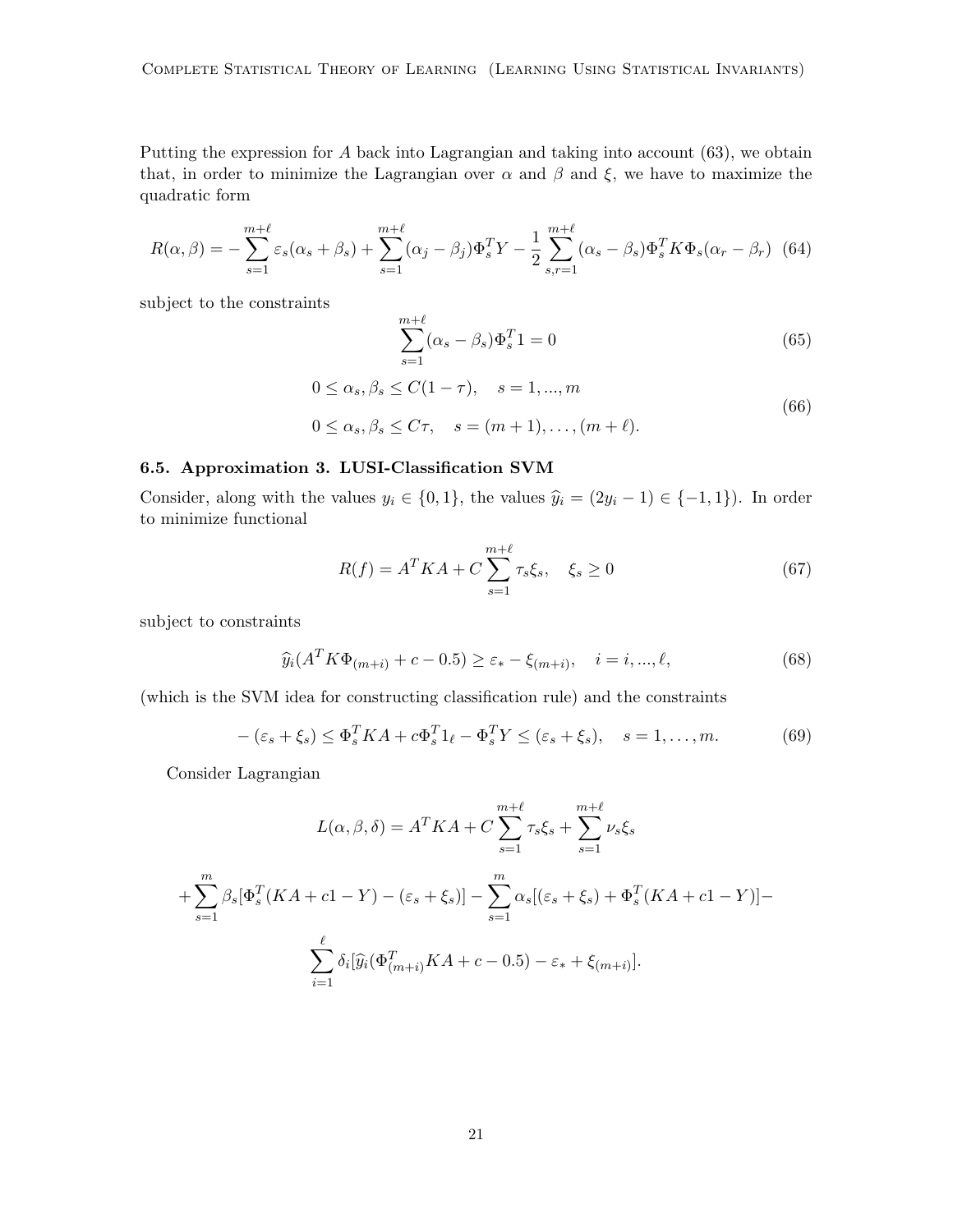Putting the expression for $A$ back into Lagrangian and taking into account (63), we obtain that, in order to minimize the Lagrangian over $\alpha$ and $\beta$ and $\xi$, we have to maximize the quadratic form

$$R(\alpha,\beta) = -\sum_{s=1}^{m+\ell} \varepsilon_s(\alpha_s+\beta_s) + \sum_{s=1}^{m+\ell}(\alpha_j-\beta_j)\Phi_s^T Y - \frac{1}{2}\sum_{s,r=1}^{m+\ell}(\alpha_s-\beta_s)\Phi_s^T K \Phi_s(\alpha_r-\beta_r) \quad (64)$$

subject to the constraints

$$\sum_{s=1}^{m+\ell}(\alpha_s-\beta_s)\Phi_s^T 1 = 0 \quad (65)$$

$$0 \le \alpha_s, \beta_s \le C(1-\tau), \quad s=1,...,m$$
$$0 \le \alpha_s, \beta_s \le C\tau, \quad s=(m+1),\dots,(m+\ell). \quad (66)$$

### 6.5. Approximation 3. LUSI-Classification SVM

Consider, along with the values $y_i \in \{0,1\}$, the values $\widehat{y}_i = (2y_i - 1) \in \{-1,1\}$). In order to minimize functional

$$R(f) = A^T K A + C\sum_{s=1}^{m+\ell}\tau_s\xi_s, \quad \xi_s \ge 0 \quad (67)$$

subject to constraints

$$\widehat{y}_i(A^T K\Phi_{(m+i)} + c - 0.5) \ge \varepsilon_* - \xi_{(m+i)}, \quad i=i,...,\ell, \quad (68)$$

(which is the SVM idea for constructing classification rule) and the constraints

$$-(\varepsilon_s+\xi_s) \le \Phi_s^T K A + c\Phi_s^T 1_\ell - \Phi_s^T Y \le (\varepsilon_s+\xi_s), \quad s=1,\dots,m. \quad (69)$$

Consider Lagrangian

$$L(\alpha,\beta,\delta) = A^T K A + C\sum_{s=1}^{m+\ell}\tau_s\xi_s + \sum_{s=1}^{m+\ell}\nu_s\xi_s$$

$$+\sum_{s=1}^{m}\beta_s[\Phi_s^T(KA + c1 - Y) - (\varepsilon_s+\xi_s)] - \sum_{s=1}^{m}\alpha_s[(\varepsilon_s+\xi_s) + \Phi_s^T(KA + c1 - Y)] -$$

$$\sum_{i=1}^{\ell}\delta_i[\widehat{y}_i(\Phi_{(m+i)}^T KA + c - 0.5) - \varepsilon_* + \xi_{(m+i)}].$$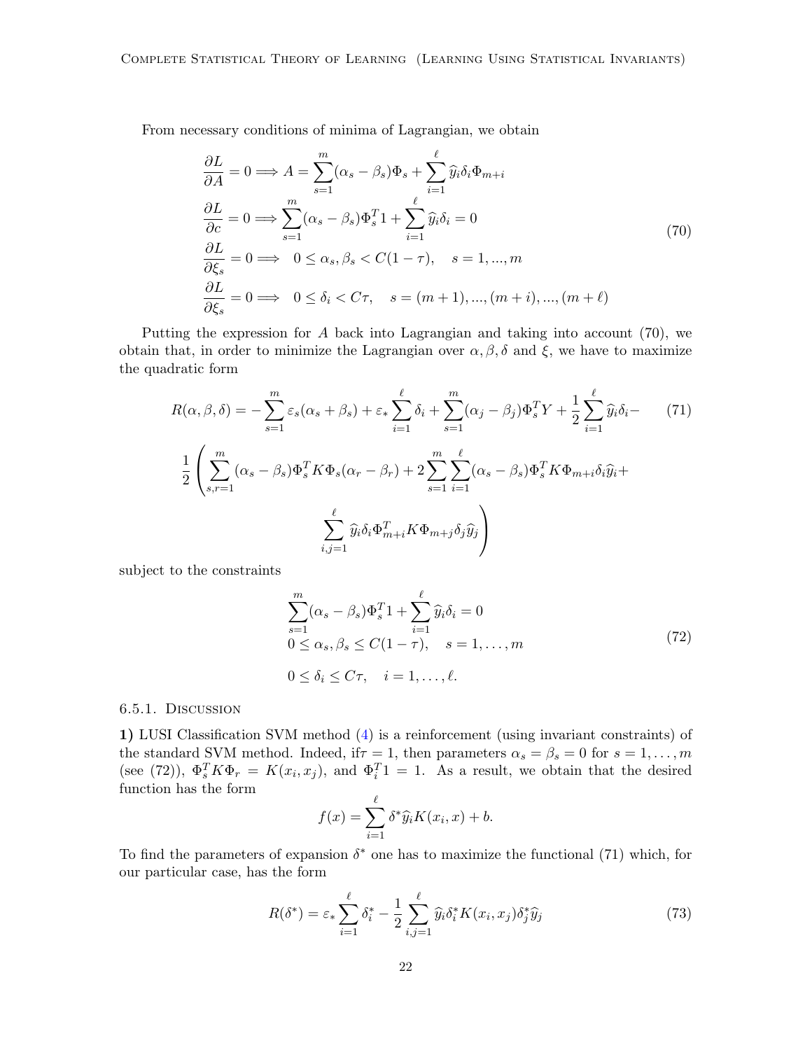From necessary conditions of minima of Lagrangian, we obtain

$$
\begin{aligned}
&\frac{\partial L}{\partial A} = 0 \Longrightarrow A = \sum_{s=1}^{m} (\alpha_s - \beta_s)\Phi_s + \sum_{i=1}^{\ell} \widehat{y}_i \delta_i \Phi_{m+i} \\
&\frac{\partial L}{\partial c} = 0 \Longrightarrow \sum_{s=1}^{m} (\alpha_s - \beta_s)\Phi_s^T 1 + \sum_{i=1}^{\ell} \widehat{y}_i \delta_i = 0 \\
&\frac{\partial L}{\partial \xi_s} = 0 \Longrightarrow \quad 0 \le \alpha_s, \beta_s < C(1-\tau), \quad s = 1, ..., m \\
&\frac{\partial L}{\partial \xi_s} = 0 \Longrightarrow \quad 0 \le \delta_i < C\tau, \quad s = (m+1), ..., (m+i), ..., (m+\ell)
\end{aligned}
\tag{70}
$$

Putting the expression for $A$ back into Lagrangian and taking into account (70), we obtain that, in order to minimize the Lagrangian over $\alpha, \beta, \delta$ and $\xi$, we have to maximize the quadratic form

$$
R(\alpha, \beta, \delta) = -\sum_{s=1}^{m} \varepsilon_s(\alpha_s + \beta_s) + \varepsilon_* \sum_{i=1}^{\ell} \delta_i + \sum_{s=1}^{m} (\alpha_j - \beta_j)\Phi_s^T Y + \frac{1}{2}\sum_{i=1}^{\ell} \widehat{y}_i \delta_i - \tag{71}
$$

$$
\frac{1}{2}\left( \sum_{s,r=1}^{m} (\alpha_s - \beta_s)\Phi_s^T K \Phi_s (\alpha_r - \beta_r) + 2\sum_{s=1}^{m}\sum_{i=1}^{\ell} (\alpha_s - \beta_s)\Phi_s^T K \Phi_{m+i} \delta_i \widehat{y}_i + \right.
$$

$$
\left. \sum_{i,j=1}^{\ell} \widehat{y}_i \delta_i \Phi_{m+i}^T K \Phi_{m+j} \delta_j \widehat{y}_j \right)
$$

subject to the constraints

$$
\begin{aligned}
&\sum_{s=1}^{m} (\alpha_s - \beta_s)\Phi_s^T 1 + \sum_{i=1}^{\ell} \widehat{y}_i \delta_i = 0 \\
&0 \le \alpha_s, \beta_s \le C(1-\tau), \quad s = 1, \dots, m \\
&0 \le \delta_i \le C\tau, \quad i = 1, \dots, \ell.
\end{aligned}
\tag{72}
$$

#### 6.5.1. Discussion

**1)** LUSI Classification SVM method (4) is a reinforcement (using invariant constraints) of the standard SVM method. Indeed, if$\tau = 1$, then parameters $\alpha_s = \beta_s = 0$ for $s = 1, \dots, m$ (see (72)), $\Phi_s^T K \Phi_r = K(x_i, x_j)$, and $\Phi_i^T 1 = 1$. As a result, we obtain that the desired function has the form

$$
f(x) = \sum_{i=1}^{\ell} \delta^* \widehat{y}_i K(x_i, x) + b.
$$

To find the parameters of expansion $\delta^*$ one has to maximize the functional (71) which, for our particular case, has the form

$$
R(\delta^*) = \varepsilon_* \sum_{i=1}^{\ell} \delta_i^* - \frac{1}{2}\sum_{i,j=1}^{\ell} \widehat{y}_i \delta_i^* K(x_i, x_j) \delta_j^* \widehat{y}_j \tag{73}
$$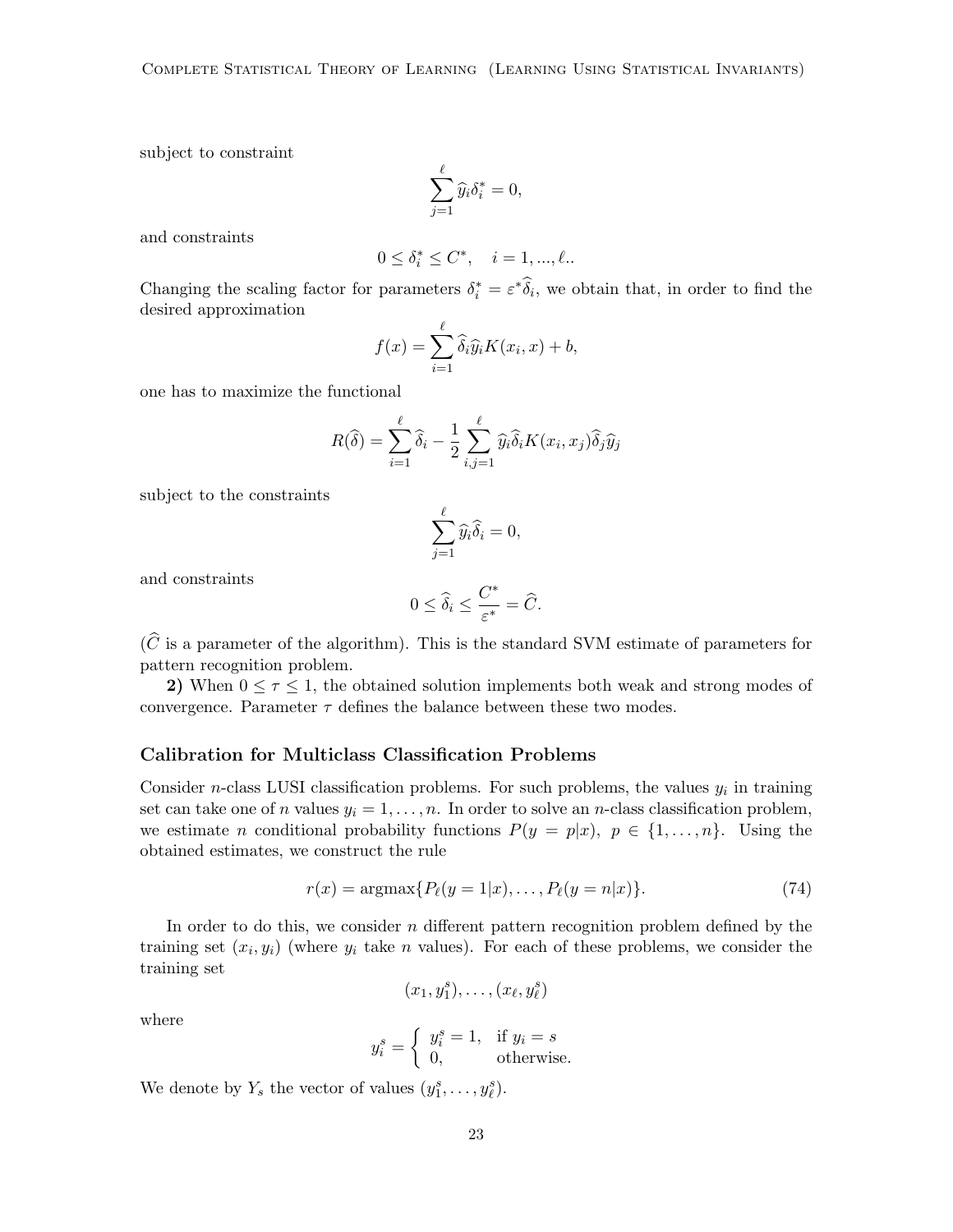subject to constraint

$$\sum_{j=1}^{\ell} \widehat{y}_i \delta_i^* = 0,$$

and constraints

$$0 \le \delta_i^* \le C^*, \quad i = 1, ..., \ell..$$

Changing the scaling factor for parameters $\delta_i^* = \varepsilon^* \widehat{\delta}_i$, we obtain that, in order to find the desired approximation

$$f(x) = \sum_{i=1}^{\ell} \widehat{\delta}_i \widehat{y}_i K(x_i, x) + b,$$

one has to maximize the functional

$$R(\widehat{\delta}) = \sum_{i=1}^{\ell} \widehat{\delta}_i - \frac{1}{2} \sum_{i,j=1}^{\ell} \widehat{y}_i \widehat{\delta}_i K(x_i, x_j) \widehat{\delta}_j \widehat{y}_j$$

subject to the constraints

$$\sum_{j=1}^{\ell} \widehat{y}_i \widehat{\delta}_i = 0,$$

and constraints

$$0 \le \widehat{\delta}_i \le \frac{C^*}{\varepsilon^*} = \widehat{C}.$$

($\widehat{C}$ is a parameter of the algorithm). This is the standard SVM estimate of parameters for pattern recognition problem.

**2)** When $0 \le \tau \le 1$, the obtained solution implements both weak and strong modes of convergence. Parameter $\tau$ defines the balance between these two modes.

### Calibration for Multiclass Classification Problems

Consider $n$-class LUSI classification problems. For such problems, the values $y_i$ in training set can take one of $n$ values $y_i = 1, \ldots, n$. In order to solve an $n$-class classification problem, we estimate $n$ conditional probability functions $P(y = p|x),\ p \in \{1, \ldots, n\}$. Using the obtained estimates, we construct the rule

$$r(x) = \text{argmax}\{P_\ell(y = 1|x), \ldots, P_\ell(y = n|x)\}. \tag{74}$$

In order to do this, we consider $n$ different pattern recognition problem defined by the training set $(x_i, y_i)$ (where $y_i$ take $n$ values). For each of these problems, we consider the training set

$$(x_1, y_1^s), \ldots, (x_\ell, y_\ell^s)$$

where

$$y_i^s = \begin{cases} y_i^s = 1, & \text{if } y_i = s \\ 0, & \text{otherwise.} \end{cases}$$

We denote by $Y_s$ the vector of values $(y_1^s, \ldots, y_\ell^s)$.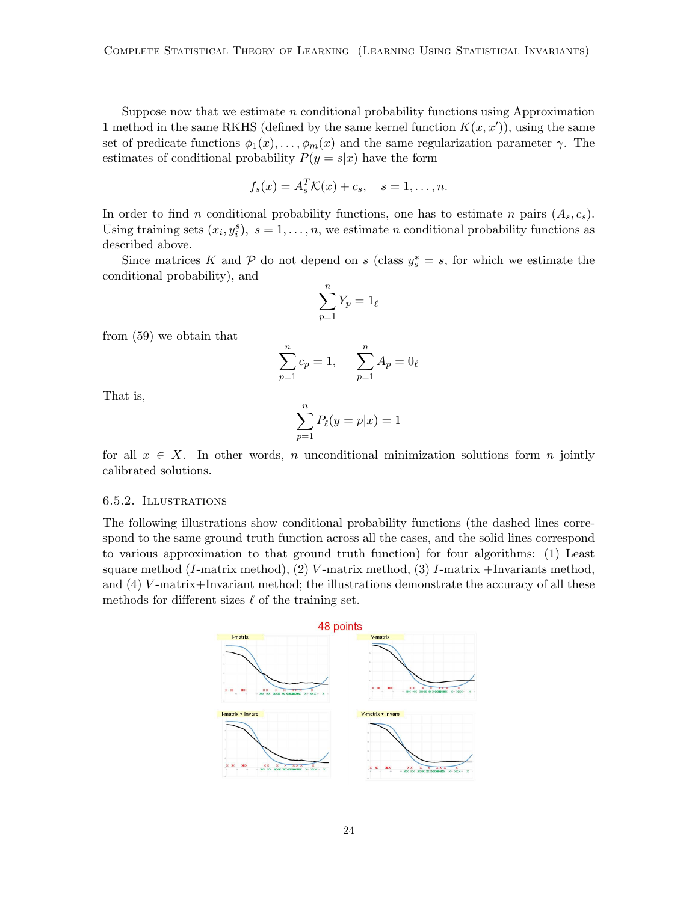Suppose now that we estimate $n$ conditional probability functions using Approximation 1 method in the same RKHS (defined by the same kernel function $K(x, x')$), using the same set of predicate functions $\phi_1(x), \ldots, \phi_m(x)$ and the same regularization parameter $\gamma$. The estimates of conditional probability $P(y = s|x)$ have the form

$$f_s(x) = A_s^T \mathcal{K}(x) + c_s, \quad s = 1, \ldots, n.$$

In order to find $n$ conditional probability functions, one has to estimate $n$ pairs $(A_s, c_s)$. Using training sets $(x_i, y_i^s)$, $s = 1, \ldots, n$, we estimate $n$ conditional probability functions as described above.

Since matrices $K$ and $\mathcal{P}$ do not depend on $s$ (class $y_s^* = s$, for which we estimate the conditional probability), and

$$\sum_{p=1}^{n} Y_p = 1_\ell$$

from (59) we obtain that

$$\sum_{p=1}^{n} c_p = 1, \quad \sum_{p=1}^{n} A_p = 0_\ell$$

That is,

$$\sum_{p=1}^{n} P_\ell(y = p|x) = 1$$

for all $x \in X$. In other words, $n$ unconditional minimization solutions form $n$ jointly calibrated solutions.

### 6.5.2. Illustrations

The following illustrations show conditional probability functions (the dashed lines correspond to the same ground truth function across all the cases, and the solid lines correspond to various approximation to that ground truth function) for four algorithms: (1) Least square method ($I$-matrix method), (2) $V$-matrix method, (3) $I$-matrix +Invariants method, and (4) $V$-matrix+Invariant method; the illustrations demonstrate the accuracy of all these methods for different sizes $\ell$ of the training set.

48 points

I-matrix | V-matrix | I-matrix + invars | V-matrix + invars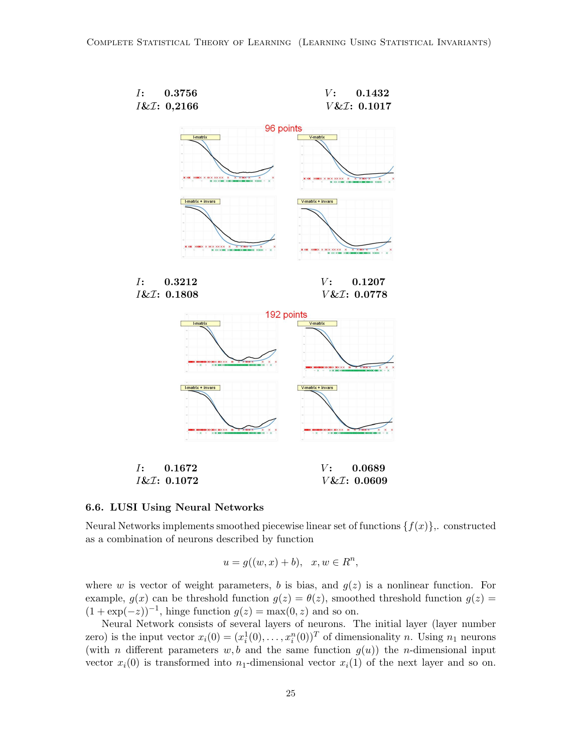$I$: **0.3756** $V$: **0.1432**
$I\&\mathcal{I}$: **0,2166** $V\&\mathcal{I}$: **0.1017**

96 points

$I$: **0.3212** $V$: **0.1207**
$I\&\mathcal{I}$: **0.1808** $V\&\mathcal{I}$: **0.0778**

192 points

$I$: **0.1672** $V$: **0.0689**
$I\&\mathcal{I}$: **0.1072** $V\&\mathcal{I}$: **0.0609**

### 6.6. LUSI Using Neural Networks

Neural Networks implements smoothed piecewise linear set of functions $\{f(x)\}$,. constructed as a combination of neurons described by function

$$u = g((w,x)+b), \quad x, w \in R^n,$$

where $w$ is vector of weight parameters, $b$ is bias, and $g(z)$ is a nonlinear function. For example, $g(x)$ can be threshold function $g(z) = \theta(z)$, smoothed threshold function $g(z) = (1+\exp(-z))^{-1}$, hinge function $g(z) = \max(0,z)$ and so on.

Neural Network consists of several layers of neurons. The initial layer (layer number zero) is the input vector $x_i(0) = (x_i^1(0),\ldots,x_i^n(0))^T$ of dimensionality $n$. Using $n_1$ neurons (with $n$ different parameters $w,b$ and the same function $g(u)$) the $n$-dimensional input vector $x_i(0)$ is transformed into $n_1$-dimensional vector $x_i(1)$ of the next layer and so on.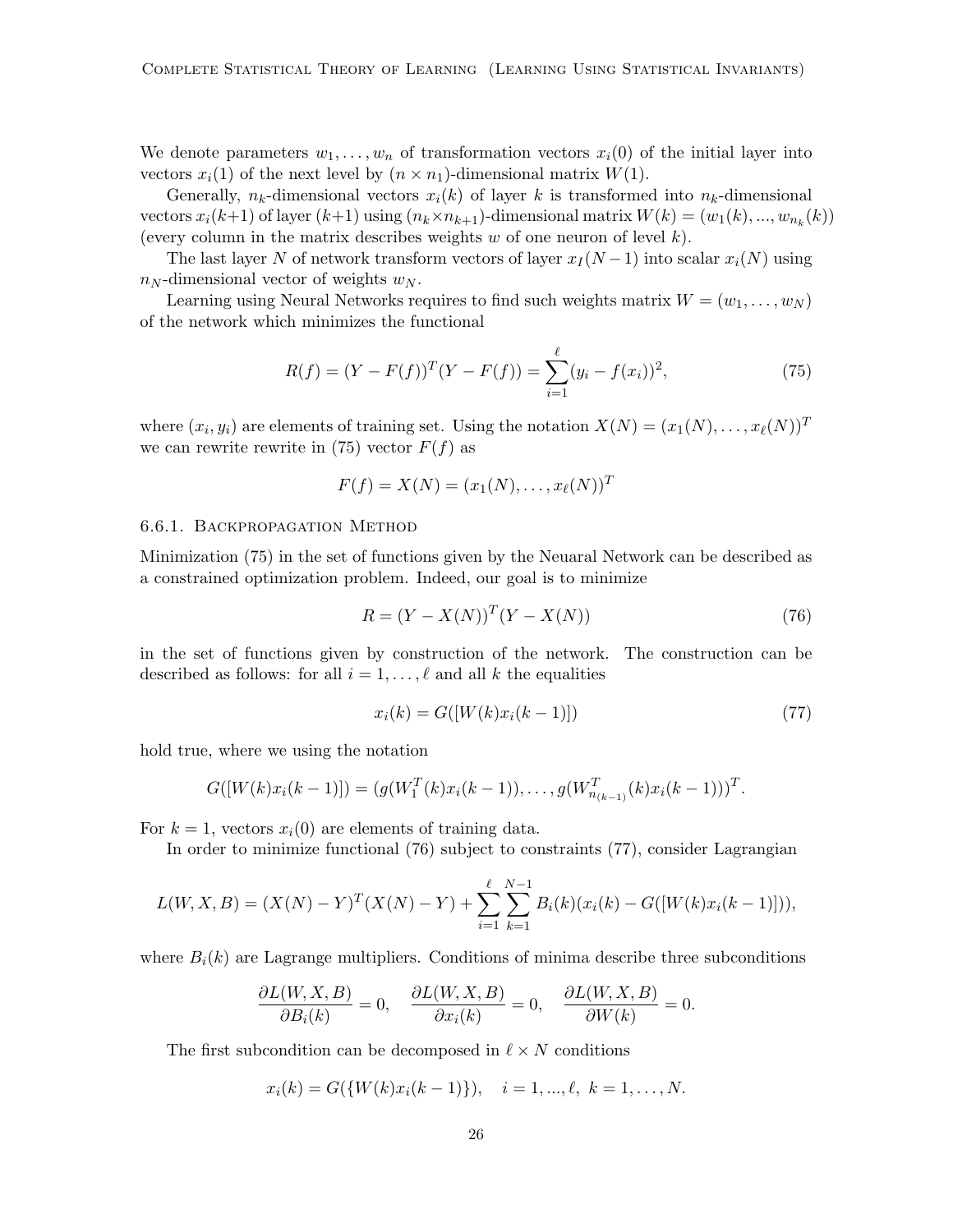We denote parameters $w_1, \ldots, w_n$ of transformation vectors $x_i(0)$ of the initial layer into vectors $x_i(1)$ of the next level by $(n \times n_1)$-dimensional matrix $W(1)$.

Generally, $n_k$-dimensional vectors $x_i(k)$ of layer $k$ is transformed into $n_k$-dimensional vectors $x_i(k+1)$ of layer $(k+1)$ using $(n_k \times n_{k+1})$-dimensional matrix $W(k) = (w_1(k), ..., w_{n_k}(k))$ (every column in the matrix describes weights $w$ of one neuron of level $k$).

The last layer $N$ of network transform vectors of layer $x_I(N-1)$ into scalar $x_i(N)$ using $n_N$-dimensional vector of weights $w_N$.

Learning using Neural Networks requires to find such weights matrix $W = (w_1, \ldots, w_N)$ of the network which minimizes the functional

$$R(f) = (Y - F(f))^T (Y - F(f)) = \sum_{i=1}^{\ell} (y_i - f(x_i))^2, \tag{75}$$

where $(x_i, y_i)$ are elements of training set. Using the notation $X(N) = (x_1(N), \ldots, x_\ell(N))^T$ we can rewrite rewrite in (75) vector $F(f)$ as

$$F(f) = X(N) = (x_1(N), \ldots, x_\ell(N))^T$$

### 6.6.1. Backpropagation Method

Minimization (75) in the set of functions given by the Neuaral Network can be described as a constrained optimization problem. Indeed, our goal is to minimize

$$R = (Y - X(N))^T (Y - X(N)) \tag{76}$$

in the set of functions given by construction of the network. The construction can be described as follows: for all $i = 1, \ldots, \ell$ and all $k$ the equalities

$$x_i(k) = G([W(k) x_i(k-1)]) \tag{77}$$

hold true, where we using the notation

$$G([W(k)x_i(k-1)]) = (g(W_1^T(k)x_i(k-1)), \ldots, g(W_{n_{(k-1)}}^T(k)x_i(k-1)))^T.$$

For $k = 1$, vectors $x_i(0)$ are elements of training data.

In order to minimize functional (76) subject to constraints (77), consider Lagrangian

$$L(W, X, B) = (X(N) - Y)^T (X(N) - Y) + \sum_{i=1}^{\ell} \sum_{k=1}^{N-1} B_i(k)(x_i(k) - G([W(k)x_i(k-1)])),$$

where $B_i(k)$ are Lagrange multipliers. Conditions of minima describe three subconditions

$$\frac{\partial L(W, X, B)}{\partial B_i(k)} = 0, \quad \frac{\partial L(W, X, B)}{\partial x_i(k)} = 0, \quad \frac{\partial L(W, X, B)}{\partial W(k)} = 0.$$

The first subcondition can be decomposed in $\ell \times N$ conditions

$$x_i(k) = G(\{W(k)x_i(k-1)\}), \quad i = 1, ..., \ell, \; k = 1, \ldots, N.$$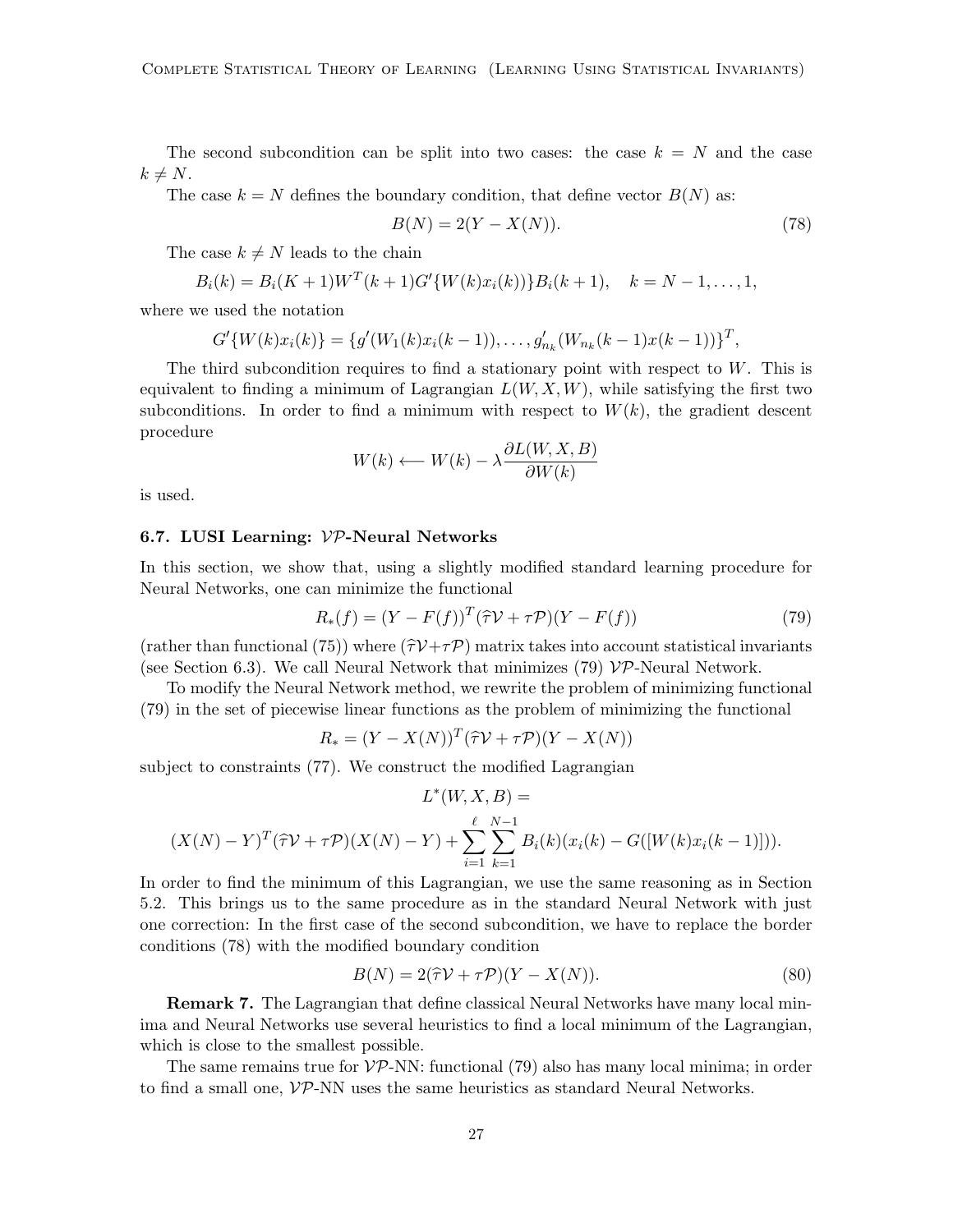The second subcondition can be split into two cases: the case $k = N$ and the case $k \neq N$.

The case $k = N$ defines the boundary condition, that define vector $B(N)$ as:

$$B(N) = 2(Y - X(N)). \tag{78}$$

The case $k \neq N$ leads to the chain

$$B_i(k) = B_i(K+1)W^T(k+1)G'\{W(k)x_i(k))\}B_i(k+1), \quad k = N-1, \ldots, 1,$$

where we used the notation

$$G'\{W(k)x_i(k)\} = \{g'(W_1(k)x_i(k-1)), \ldots, g'_{n_k}(W_{n_k}(k-1)x(k-1))\}^T,$$

The third subcondition requires to find a stationary point with respect to $W$. This is equivalent to finding a minimum of Lagrangian $L(W, X, W)$, while satisfying the first two subconditions. In order to find a minimum with respect to $W(k)$, the gradient descent procedure

$$W(k) \longleftarrow W(k) - \lambda \frac{\partial L(W, X, B)}{\partial W(k)}$$

is used.

### 6.7. LUSI Learning: $\mathcal{VP}$-Neural Networks

In this section, we show that, using a slightly modified standard learning procedure for Neural Networks, one can minimize the functional

$$R_*(f) = (Y - F(f))^T(\widehat{\tau}\mathcal{V} + \tau\mathcal{P})(Y - F(f)) \tag{79}$$

(rather than functional (75)) where $(\widehat{\tau}\mathcal{V} + \tau\mathcal{P})$ matrix takes into account statistical invariants (see Section 6.3). We call Neural Network that minimizes (79) $\mathcal{VP}$-Neural Network.

To modify the Neural Network method, we rewrite the problem of minimizing functional (79) in the set of piecewise linear functions as the problem of minimizing the functional

$$R_* = (Y - X(N))^T(\widehat{\tau}\mathcal{V} + \tau\mathcal{P})(Y - X(N))$$

subject to constraints (77). We construct the modified Lagrangian

$$L^*(W, X, B) =$$

$$(X(N) - Y)^T(\widehat{\tau}\mathcal{V} + \tau\mathcal{P})(X(N) - Y) + \sum_{i=1}^{\ell} \sum_{k=1}^{N-1} B_i(k)(x_i(k) - G([W(k)x_i(k-1)])).$$

In order to find the minimum of this Lagrangian, we use the same reasoning as in Section 5.2. This brings us to the same procedure as in the standard Neural Network with just one correction: In the first case of the second subcondition, we have to replace the border conditions (78) with the modified boundary condition

$$B(N) = 2(\widehat{\tau}\mathcal{V} + \tau\mathcal{P})(Y - X(N)). \tag{80}$$

**Remark 7.** The Lagrangian that define classical Neural Networks have many local minima and Neural Networks use several heuristics to find a local minimum of the Lagrangian, which is close to the smallest possible.

The same remains true for $\mathcal{VP}$-NN: functional (79) also has many local minima; in order to find a small one, $\mathcal{VP}$-NN uses the same heuristics as standard Neural Networks.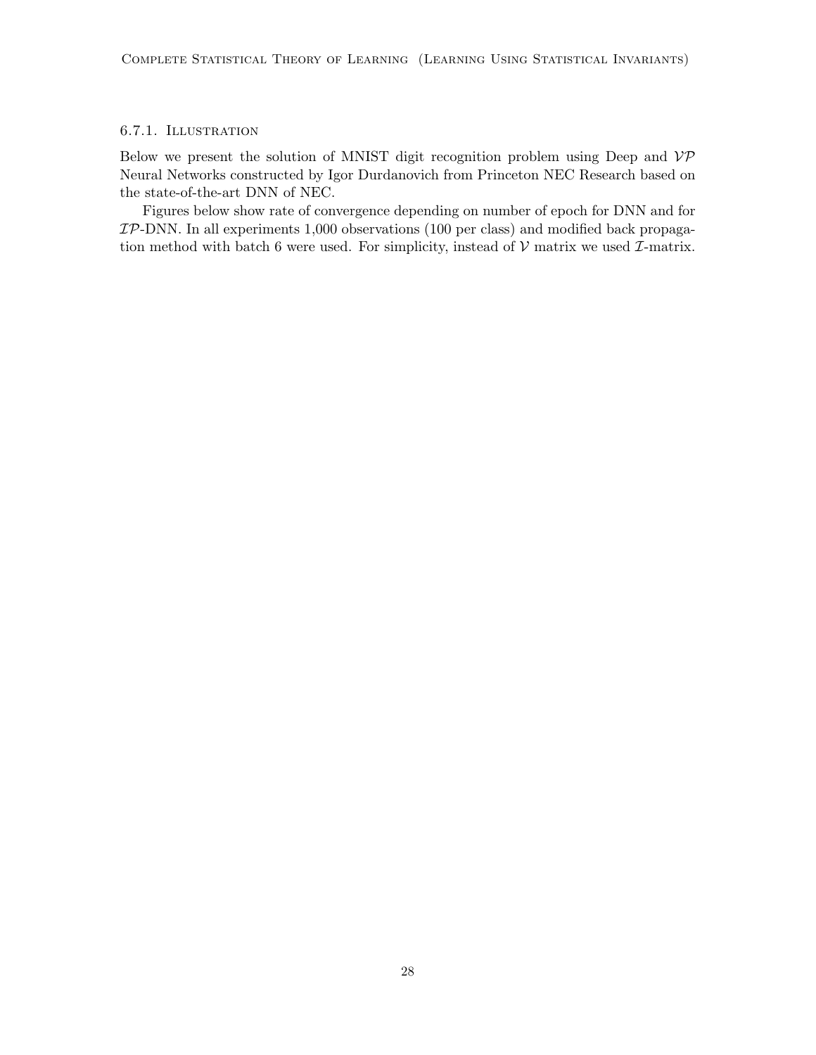#### 6.7.1. Illustration

Below we present the solution of MNIST digit recognition problem using Deep and $\mathcal{VP}$ Neural Networks constructed by Igor Durdanovich from Princeton NEC Research based on the state-of-the-art DNN of NEC.

Figures below show rate of convergence depending on number of epoch for DNN and for $\mathcal{IP}$-DNN. In all experiments 1,000 observations (100 per class) and modified back propagation method with batch 6 were used. For simplicity, instead of $\mathcal{V}$ matrix we used $\mathcal{I}$-matrix.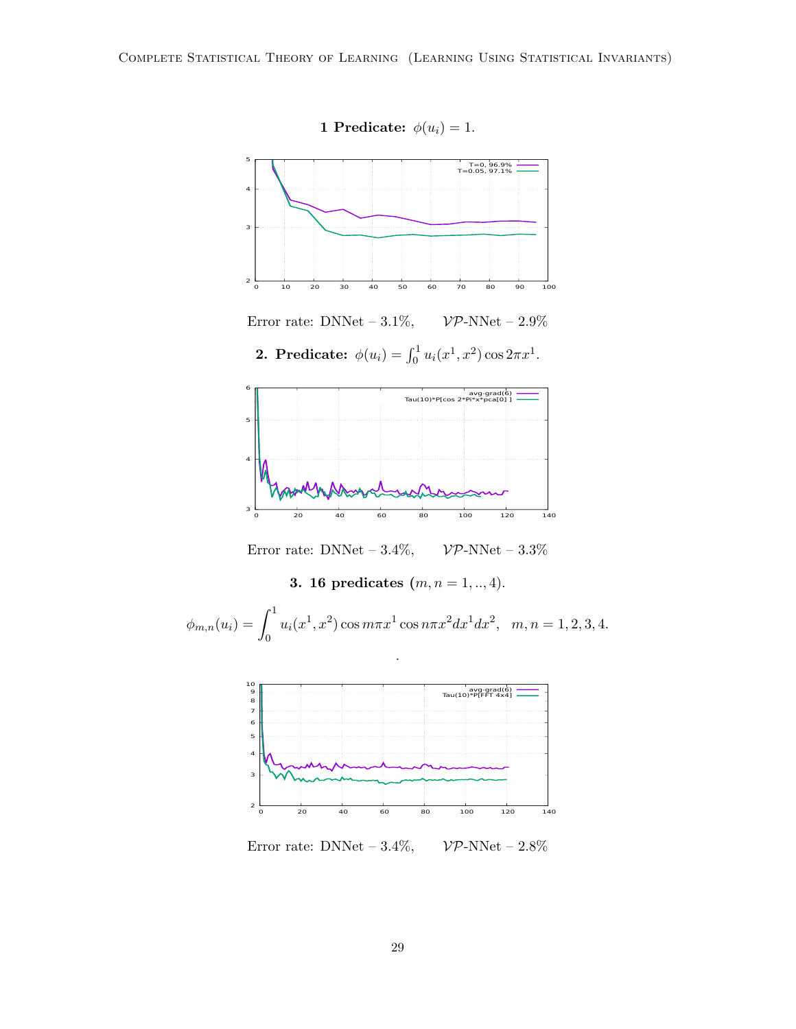**1 Predicate:** $\phi(u_i) = 1$.

Error rate: DNNet – 3.1%, $\mathcal{VP}$-NNet – 2.9%

**2. Predicate:** $\phi(u_i) = \int_0^1 u_i(x^1, x^2) \cos 2\pi x^1$.

Error rate: DNNet – 3.4%, $\mathcal{VP}$-NNet – 3.3%

**3. 16 predicates** $(m, n = 1, .., 4)$.

$$\phi_{m,n}(u_i) = \int_0^1 u_i(x^1, x^2) \cos m\pi x^1 \cos n\pi x^2 dx^1 dx^2, \quad m, n = 1, 2, 3, 4.$$

.

Error rate: DNNet – 3.4%, $\mathcal{VP}$-NNet – 2.8%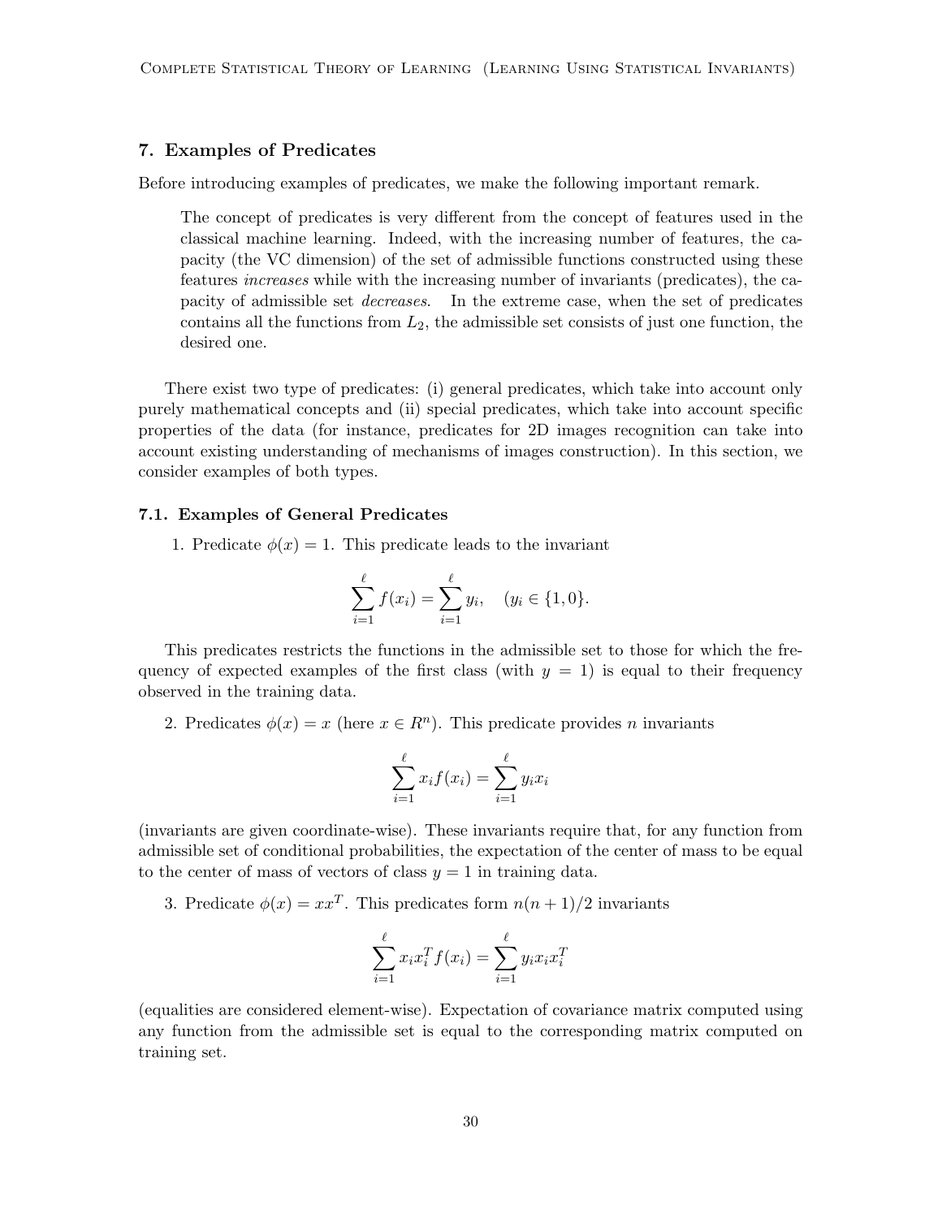## 7. Examples of Predicates

Before introducing examples of predicates, we make the following important remark.

> The concept of predicates is very different from the concept of features used in the classical machine learning. Indeed, with the increasing number of features, the capacity (the VC dimension) of the set of admissible functions constructed using these features *increases* while with the increasing number of invariants (predicates), the capacity of admissible set *decreases*. In the extreme case, when the set of predicates contains all the functions from $L_2$, the admissible set consists of just one function, the desired one.

There exist two type of predicates: (i) general predicates, which take into account only purely mathematical concepts and (ii) special predicates, which take into account specific properties of the data (for instance, predicates for 2D images recognition can take into account existing understanding of mechanisms of images construction). In this section, we consider examples of both types.

### 7.1. Examples of General Predicates

1. Predicate $\phi(x) = 1$. This predicate leads to the invariant

$$\sum_{i=1}^{\ell} f(x_i) = \sum_{i=1}^{\ell} y_i, \quad (y_i \in \{1, 0\}.$$

This predicates restricts the functions in the admissible set to those for which the frequency of expected examples of the first class (with $y = 1$) is equal to their frequency observed in the training data.

2. Predicates $\phi(x) = x$ (here $x \in R^n$). This predicate provides $n$ invariants

$$\sum_{i=1}^{\ell} x_i f(x_i) = \sum_{i=1}^{\ell} y_i x_i$$

(invariants are given coordinate-wise). These invariants require that, for any function from admissible set of conditional probabilities, the expectation of the center of mass to be equal to the center of mass of vectors of class $y = 1$ in training data.

3. Predicate $\phi(x) = xx^T$. This predicates form $n(n+1)/2$ invariants

$$\sum_{i=1}^{\ell} x_i x_i^T f(x_i) = \sum_{i=1}^{\ell} y_i x_i x_i^T$$

(equalities are considered element-wise). Expectation of covariance matrix computed using any function from the admissible set is equal to the corresponding matrix computed on training set.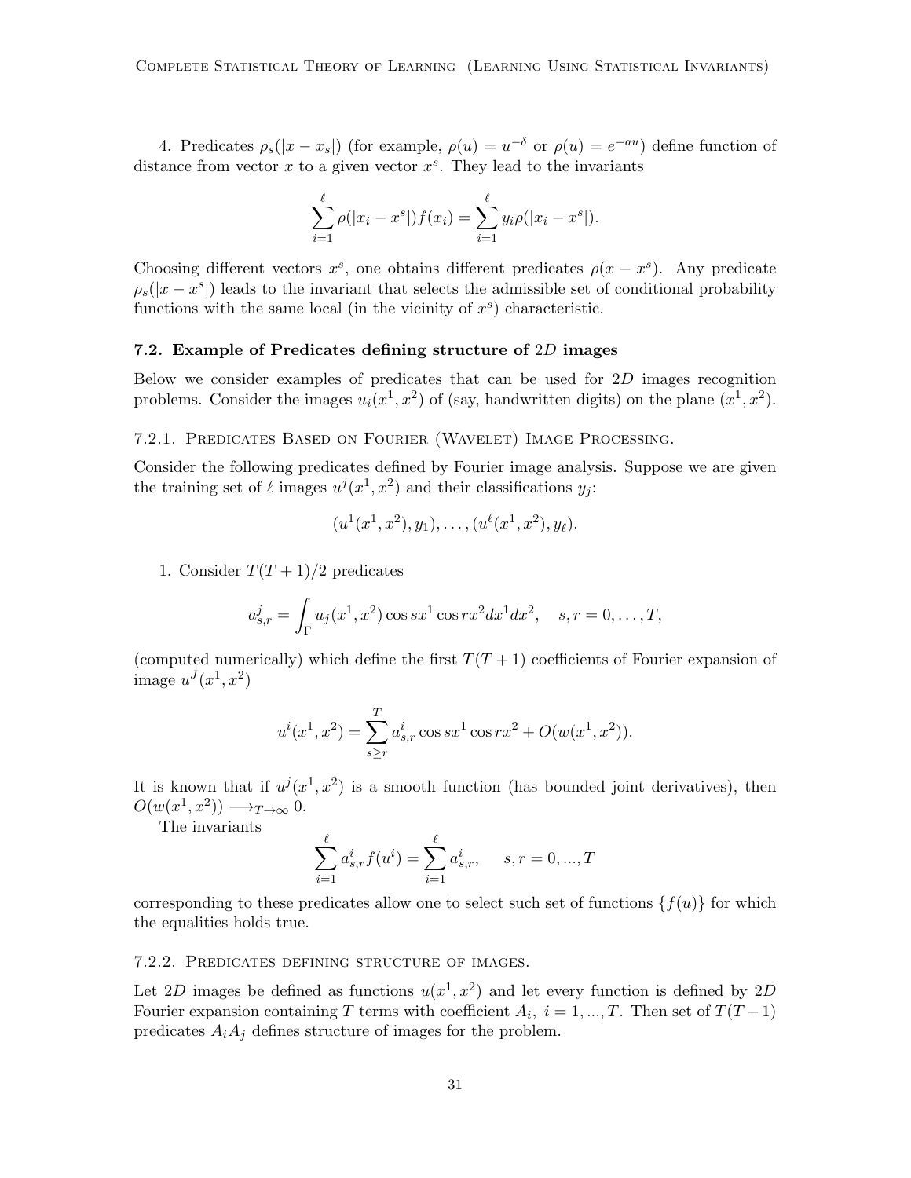4. Predicates $\rho_s(|x - x_s|)$ (for example, $\rho(u) = u^{-\delta}$ or $\rho(u) = e^{-au}$) define function of distance from vector $x$ to a given vector $x^s$. They lead to the invariants

$$\sum_{i=1}^{\ell} \rho(|x_i - x^s|) f(x_i) = \sum_{i=1}^{\ell} y_i \rho(|x_i - x^s|).$$

Choosing different vectors $x^s$, one obtains different predicates $\rho(x - x^s)$. Any predicate $\rho_s(|x - x^s|)$ leads to the invariant that selects the admissible set of conditional probability functions with the same local (in the vicinity of $x^s$) characteristic.

### 7.2. Example of Predicates defining structure of $2D$ images

Below we consider examples of predicates that can be used for $2D$ images recognition problems. Consider the images $u_i(x^1, x^2)$ of (say, handwritten digits) on the plane $(x^1, x^2)$.

#### 7.2.1. Predicates Based on Fourier (Wavelet) Image Processing.

Consider the following predicates defined by Fourier image analysis. Suppose we are given the training set of $\ell$ images $u^j(x^1, x^2)$ and their classifications $y_j$:

$$(u^1(x^1, x^2), y_1), \ldots, (u^\ell(x^1, x^2), y_\ell).$$

1. Consider $T(T+1)/2$ predicates

$$a^j_{s,r} = \int_\Gamma u_j(x^1, x^2) \cos sx^1 \cos rx^2 dx^1 dx^2, \quad s, r = 0, \ldots, T,$$

(computed numerically) which define the first $T(T+1)$ coefficients of Fourier expansion of image $u^J(x^1, x^2)$

$$u^i(x^1, x^2) = \sum_{s \geq r}^{T} a^i_{s,r} \cos sx^1 \cos rx^2 + O(w(x^1, x^2)).$$

It is known that if $u^j(x^1, x^2)$ is a smooth function (has bounded joint derivatives), then $O(w(x^1, x^2)) \longrightarrow_{T \to \infty} 0$.

The invariants

$$\sum_{i=1}^{\ell} a^i_{s,r} f(u^i) = \sum_{i=1}^{\ell} a^i_{s,r}, \quad s, r = 0, ..., T$$

corresponding to these predicates allow one to select such set of functions $\{f(u)\}$ for which the equalities holds true.

#### 7.2.2. Predicates defining structure of images.

Let $2D$ images be defined as functions $u(x^1, x^2)$ and let every function is defined by $2D$ Fourier expansion containing $T$ terms with coefficient $A_i$, $i = 1, ..., T$. Then set of $T(T-1)$ predicates $A_i A_j$ defines structure of images for the problem.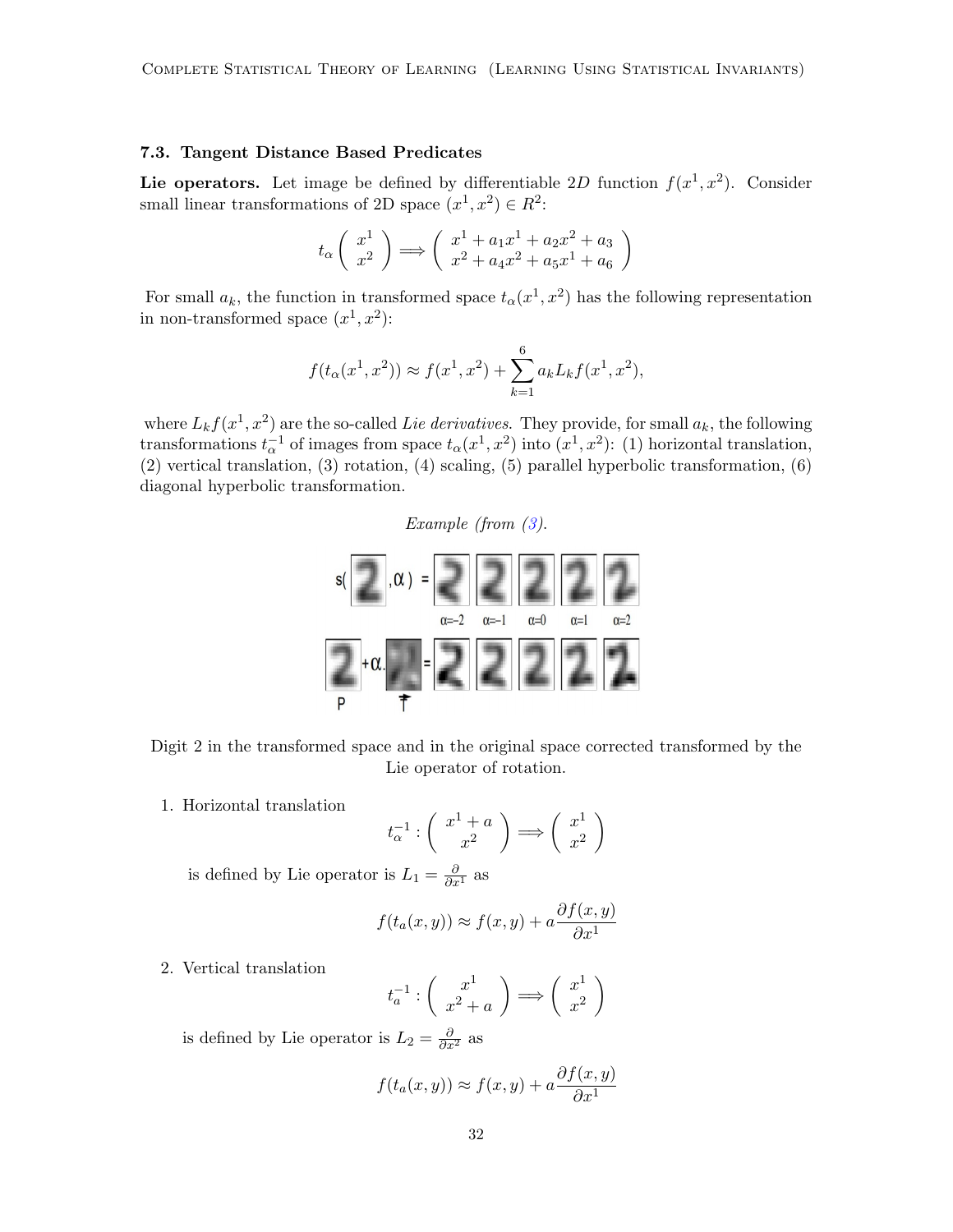### 7.3. Tangent Distance Based Predicates

**Lie operators.** Let image be defined by differentiable $2D$ function $f(x^1, x^2)$. Consider small linear transformations of 2D space $(x^1, x^2) \in R^2$:

$$t_\alpha \begin{pmatrix} x^1 \\ x^2 \end{pmatrix} \Longrightarrow \begin{pmatrix} x^1 + a_1 x^1 + a_2 x^2 + a_3 \\ x^2 + a_4 x^2 + a_5 x^1 + a_6 \end{pmatrix}$$

For small $a_k$, the function in transformed space $t_\alpha(x^1, x^2)$ has the following representation in non-transformed space $(x^1, x^2)$:

$$f(t_\alpha(x^1, x^2)) \approx f(x^1, x^2) + \sum_{k=1}^{6} a_k L_k f(x^1, x^2),$$

where $L_k f(x^1, x^2)$ are the so-called *Lie derivatives*. They provide, for small $a_k$, the following transformations $t_\alpha^{-1}$ of images from space $t_\alpha(x^1, x^2)$ into $(x^1, x^2)$: (1) horizontal translation, (2) vertical translation, (3) rotation, (4) scaling, (5) parallel hyperbolic transformation, (6) diagonal hyperbolic transformation.

*Example (from (3)).*

Digit 2 in the transformed space and in the original space corrected transformed by the Lie operator of rotation.

1. Horizontal translation

$$t_\alpha^{-1} : \begin{pmatrix} x^1 + a \\ x^2 \end{pmatrix} \Longrightarrow \begin{pmatrix} x^1 \\ x^2 \end{pmatrix}$$

   is defined by Lie operator is $L_1 = \frac{\partial}{\partial x^1}$ as

$$f(t_a(x, y)) \approx f(x, y) + a \frac{\partial f(x, y)}{\partial x^1}$$

2. Vertical translation

$$t_a^{-1} : \begin{pmatrix} x^1 \\ x^2 + a \end{pmatrix} \Longrightarrow \begin{pmatrix} x^1 \\ x^2 \end{pmatrix}$$

   is defined by Lie operator is $L_2 = \frac{\partial}{\partial x^2}$ as

$$f(t_a(x, y)) \approx f(x, y) + a \frac{\partial f(x, y)}{\partial x^1}$$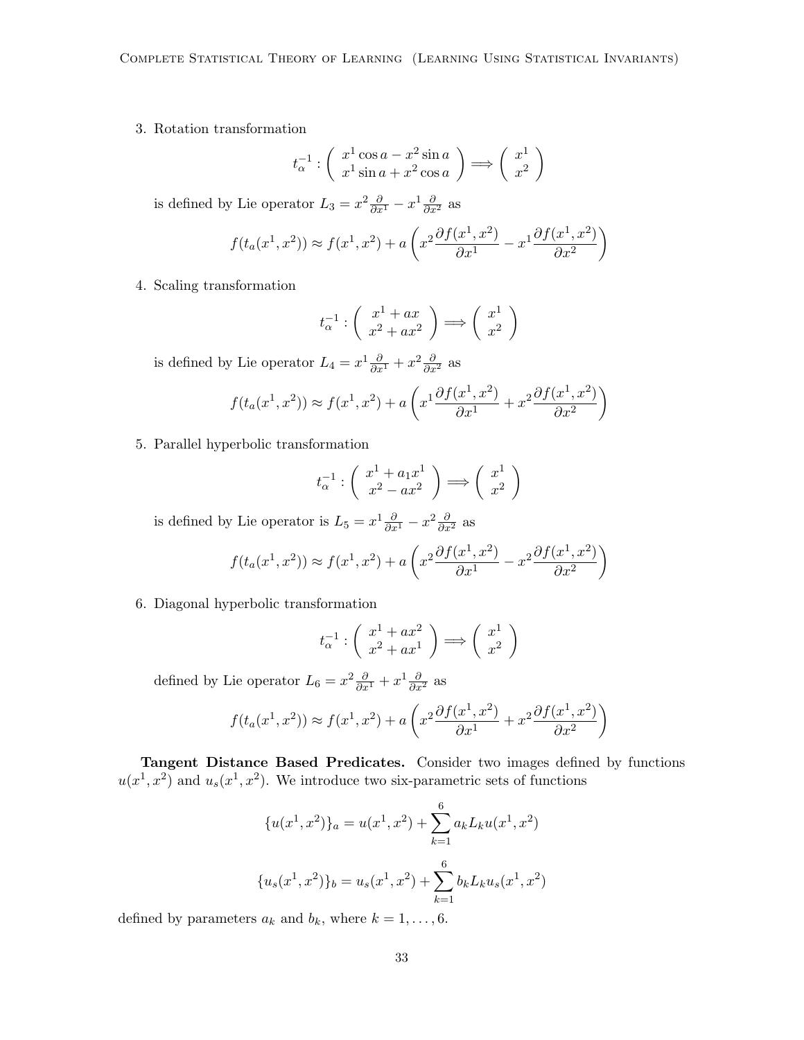3. Rotation transformation

$$t_\alpha^{-1}: \begin{pmatrix} x^1 \cos a - x^2 \sin a \\ x^1 \sin a + x^2 \cos a \end{pmatrix} \Longrightarrow \begin{pmatrix} x^1 \\ x^2 \end{pmatrix}$$

is defined by Lie operator $L_3 = x^2 \frac{\partial}{\partial x^1} - x^1 \frac{\partial}{\partial x^2}$ as

$$f(t_a(x^1, x^2)) \approx f(x^1, x^2) + a \left( x^2 \frac{\partial f(x^1, x^2)}{\partial x^1} - x^1 \frac{\partial f(x^1, x^2)}{\partial x^2} \right)$$

4. Scaling transformation

$$t_\alpha^{-1}: \begin{pmatrix} x^1 + ax \\ x^2 + ax^2 \end{pmatrix} \Longrightarrow \begin{pmatrix} x^1 \\ x^2 \end{pmatrix}$$

is defined by Lie operator $L_4 = x^1 \frac{\partial}{\partial x^1} + x^2 \frac{\partial}{\partial x^2}$ as

$$f(t_a(x^1, x^2)) \approx f(x^1, x^2) + a \left( x^1 \frac{\partial f(x^1, x^2)}{\partial x^1} + x^2 \frac{\partial f(x^1, x^2)}{\partial x^2} \right)$$

5. Parallel hyperbolic transformation

$$t_\alpha^{-1}: \begin{pmatrix} x^1 + a_1 x^1 \\ x^2 - ax^2 \end{pmatrix} \Longrightarrow \begin{pmatrix} x^1 \\ x^2 \end{pmatrix}$$

is defined by Lie operator is $L_5 = x^1 \frac{\partial}{\partial x^1} - x^2 \frac{\partial}{\partial x^2}$ as

$$f(t_a(x^1, x^2)) \approx f(x^1, x^2) + a \left( x^2 \frac{\partial f(x^1, x^2)}{\partial x^1} - x^2 \frac{\partial f(x^1, x^2)}{\partial x^2} \right)$$

6. Diagonal hyperbolic transformation

$$t_\alpha^{-1}: \begin{pmatrix} x^1 + ax^2 \\ x^2 + ax^1 \end{pmatrix} \Longrightarrow \begin{pmatrix} x^1 \\ x^2 \end{pmatrix}$$

defined by Lie operator $L_6 = x^2 \frac{\partial}{\partial x^1} + x^1 \frac{\partial}{\partial x^2}$ as

$$f(t_a(x^1, x^2)) \approx f(x^1, x^2) + a \left( x^2 \frac{\partial f(x^1, x^2)}{\partial x^1} + x^2 \frac{\partial f(x^1, x^2)}{\partial x^2} \right)$$

**Tangent Distance Based Predicates.** Consider two images defined by functions $u(x^1, x^2)$ and $u_s(x^1, x^2)$. We introduce two six-parametric sets of functions

$$\{u(x^1, x^2)\}_a = u(x^1, x^2) + \sum_{k=1}^{6} a_k L_k u(x^1, x^2)$$

$$\{u_s(x^1, x^2)\}_b = u_s(x^1, x^2) + \sum_{k=1}^{6} b_k L_k u_s(x^1, x^2)$$

defined by parameters $a_k$ and $b_k$, where $k = 1, \ldots, 6$.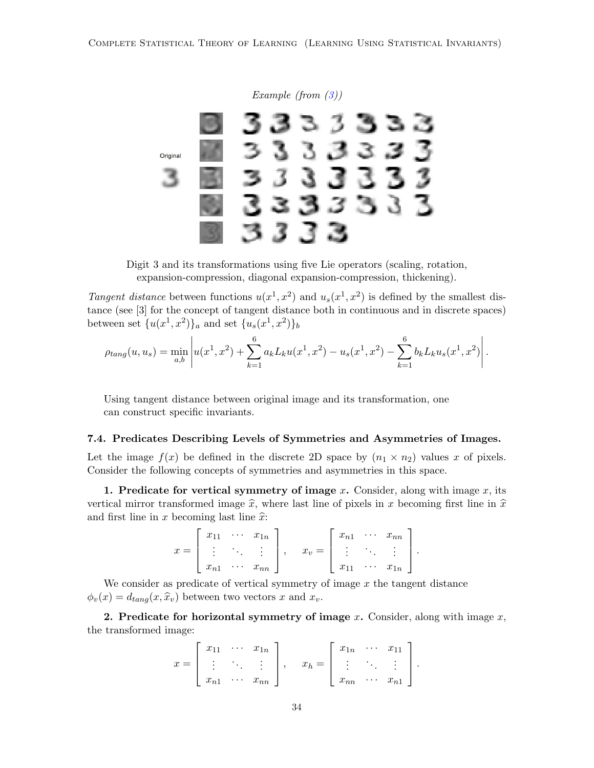*Example (from (3))*

Digit 3 and its transformations using five Lie operators (scaling, rotation, expansion-compression, diagonal expansion-compression, thickening).

*Tangent distance* between functions $u(x^1, x^2)$ and $u_s(x^1, x^2)$ is defined by the smallest distance (see [3] for the concept of tangent distance both in continuous and in discrete spaces) between set $\{u(x^1, x^2)\}_a$ and set $\{u_s(x^1, x^2)\}_b$

$$\rho_{tang}(u, u_s) = \min_{a,b} \left| u(x^1, x^2) + \sum_{k=1}^{6} a_k L_k u(x^1, x^2) - u_s(x^1, x^2) - \sum_{k=1}^{6} b_k L_k u_s(x^1, x^2) \right|.$$

Using tangent distance between original image and its transformation, one can construct specific invariants.

### 7.4. Predicates Describing Levels of Symmetries and Asymmetries of Images.

Let the image $f(x)$ be defined in the discrete 2D space by $(n_1 \times n_2)$ values $x$ of pixels. Consider the following concepts of symmetries and asymmetries in this space.

**1. Predicate for vertical symmetry of image $x$.** Consider, along with image $x$, its vertical mirror transformed image $\widehat{x}$, where last line of pixels in $x$ becoming first line in $\widehat{x}$ and first line in $x$ becoming last line $\widehat{x}$:

$$x = \begin{bmatrix} x_{11} & \cdots & x_{1n} \\ \vdots & \ddots & \vdots \\ x_{n1} & \cdots & x_{nn} \end{bmatrix}, \quad x_v = \begin{bmatrix} x_{n1} & \cdots & x_{nn} \\ \vdots & \ddots & \vdots \\ x_{11} & \cdots & x_{1n} \end{bmatrix}.$$

We consider as predicate of vertical symmetry of image $x$ the tangent distance $\phi_v(x) = d_{tang}(x, \widehat{x}_v)$ between two vectors $x$ and $x_v$.

**2. Predicate for horizontal symmetry of image $x$.** Consider, along with image $x$, the transformed image:

$$x = \begin{bmatrix} x_{11} & \cdots & x_{1n} \\ \vdots & \ddots & \vdots \\ x_{n1} & \cdots & x_{nn} \end{bmatrix}, \quad x_h = \begin{bmatrix} x_{1n} & \cdots & x_{11} \\ \vdots & \ddots & \vdots \\ x_{nn} & \cdots & x_{n1} \end{bmatrix}.$$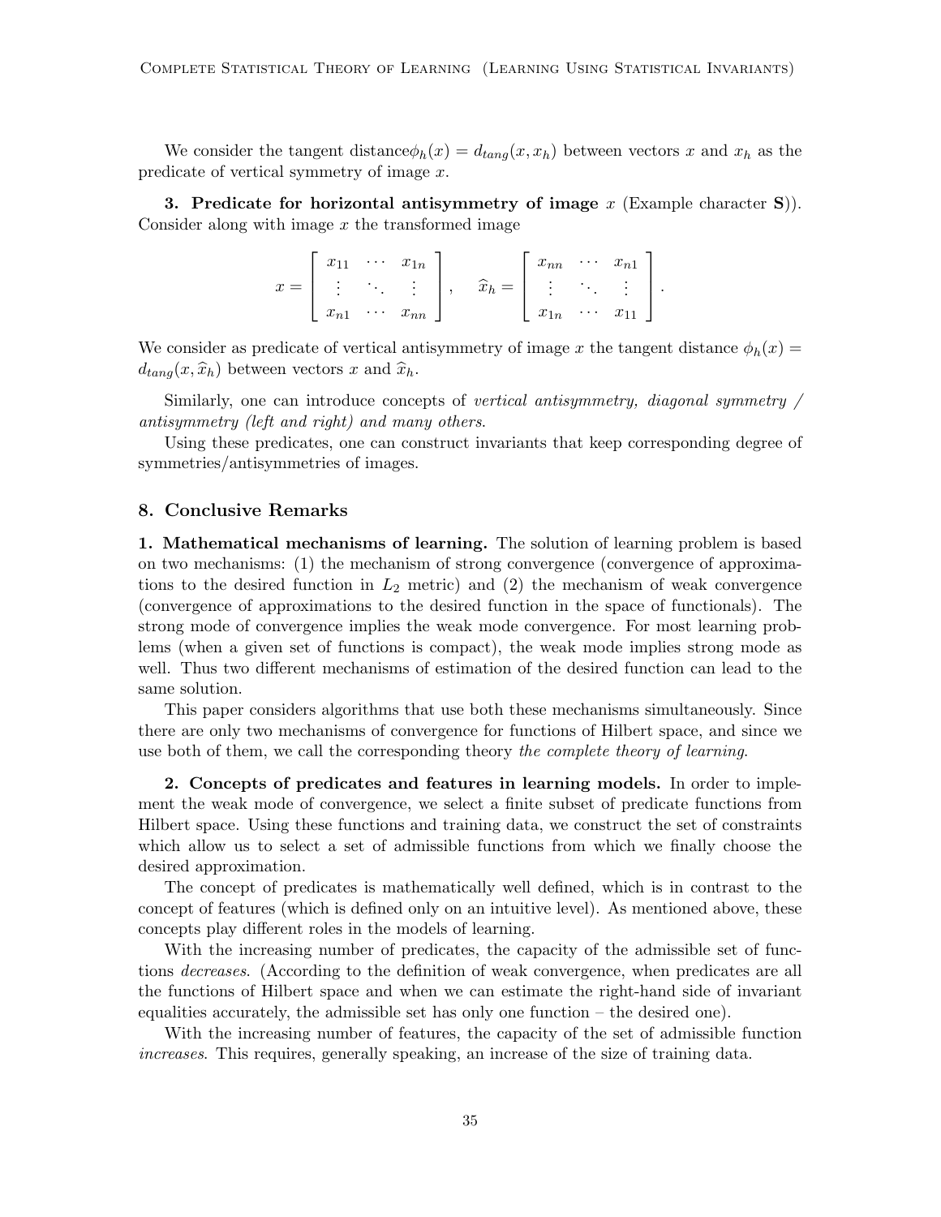We consider the tangent distance$\phi_h(x) = d_{tang}(x, x_h)$ between vectors $x$ and $x_h$ as the predicate of vertical symmetry of image $x$.

**3. Predicate for horizontal antisymmetry of image** $x$ **(Example character S)).** Consider along with image $x$ the transformed image

$$x = \begin{bmatrix} x_{11} & \cdots & x_{1n} \\ \vdots & \ddots & \vdots \\ x_{n1} & \cdots & x_{nn} \end{bmatrix}, \quad \widehat{x}_h = \begin{bmatrix} x_{nn} & \cdots & x_{n1} \\ \vdots & \ddots & \vdots \\ x_{1n} & \cdots & x_{11} \end{bmatrix}.$$

We consider as predicate of vertical antisymmetry of image $x$ the tangent distance $\phi_h(x) = d_{tang}(x, \widehat{x}_h)$ between vectors $x$ and $\widehat{x}_h$.

Similarly, one can introduce concepts of *vertical antisymmetry, diagonal symmetry / antisymmetry (left and right) and many others*.

Using these predicates, one can construct invariants that keep corresponding degree of symmetries/antisymmetries of images.

## 8. Conclusive Remarks

**1. Mathematical mechanisms of learning.** The solution of learning problem is based on two mechanisms: (1) the mechanism of strong convergence (convergence of approximations to the desired function in $L_2$ metric) and (2) the mechanism of weak convergence (convergence of approximations to the desired function in the space of functionals). The strong mode of convergence implies the weak mode convergence. For most learning problems (when a given set of functions is compact), the weak mode implies strong mode as well. Thus two different mechanisms of estimation of the desired function can lead to the same solution.

This paper considers algorithms that use both these mechanisms simultaneously. Since there are only two mechanisms of convergence for functions of Hilbert space, and since we use both of them, we call the corresponding theory *the complete theory of learning*.

**2. Concepts of predicates and features in learning models.** In order to implement the weak mode of convergence, we select a finite subset of predicate functions from Hilbert space. Using these functions and training data, we construct the set of constraints which allow us to select a set of admissible functions from which we finally choose the desired approximation.

The concept of predicates is mathematically well defined, which is in contrast to the concept of features (which is defined only on an intuitive level). As mentioned above, these concepts play different roles in the models of learning.

With the increasing number of predicates, the capacity of the admissible set of functions *decreases*. (According to the definition of weak convergence, when predicates are all the functions of Hilbert space and when we can estimate the right-hand side of invariant equalities accurately, the admissible set has only one function – the desired one).

With the increasing number of features, the capacity of the set of admissible function *increases*. This requires, generally speaking, an increase of the size of training data.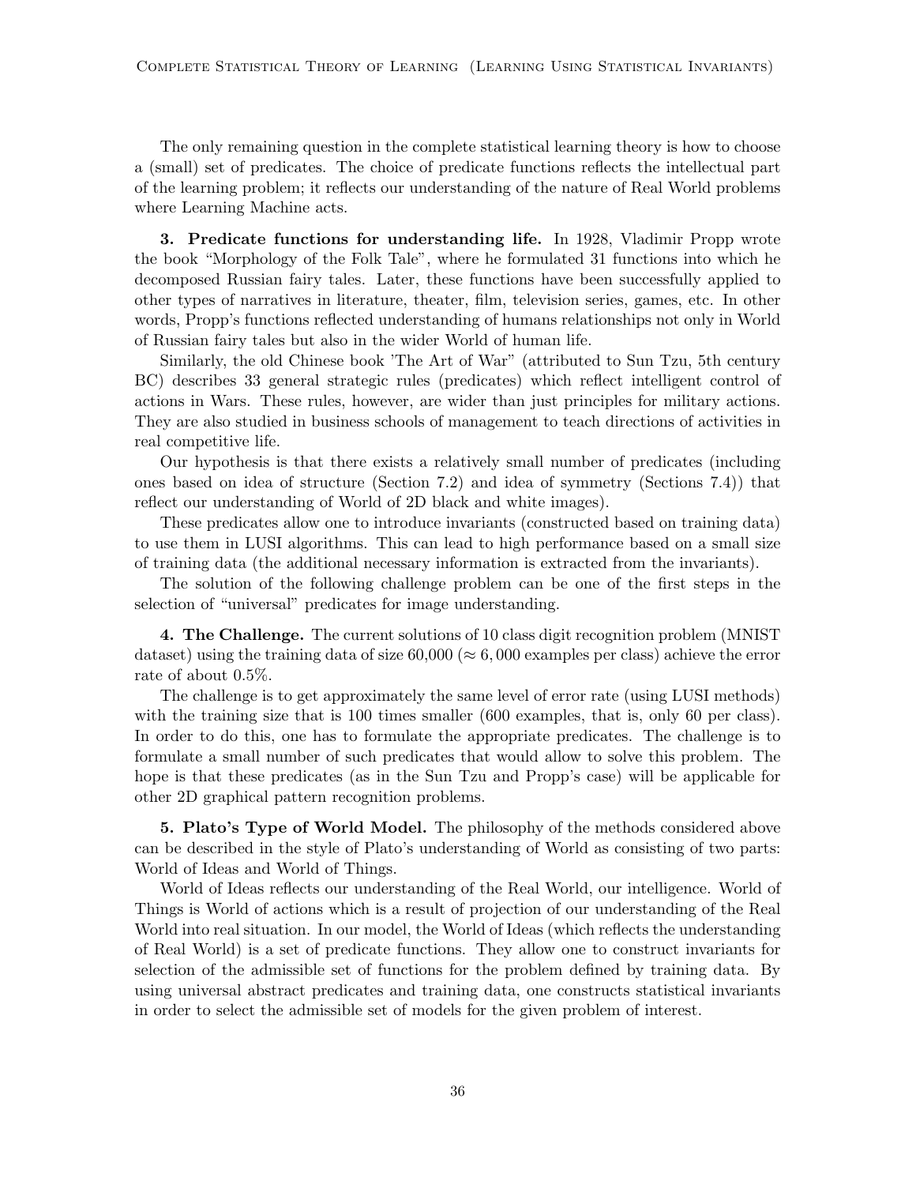The only remaining question in the complete statistical learning theory is how to choose a (small) set of predicates. The choice of predicate functions reflects the intellectual part of the learning problem; it reflects our understanding of the nature of Real World problems where Learning Machine acts.

**3. Predicate functions for understanding life.** In 1928, Vladimir Propp wrote the book "Morphology of the Folk Tale", where he formulated 31 functions into which he decomposed Russian fairy tales. Later, these functions have been successfully applied to other types of narratives in literature, theater, film, television series, games, etc. In other words, Propp's functions reflected understanding of humans relationships not only in World of Russian fairy tales but also in the wider World of human life.

Similarly, the old Chinese book 'The Art of War" (attributed to Sun Tzu, 5th century BC) describes 33 general strategic rules (predicates) which reflect intelligent control of actions in Wars. These rules, however, are wider than just principles for military actions. They are also studied in business schools of management to teach directions of activities in real competitive life.

Our hypothesis is that there exists a relatively small number of predicates (including ones based on idea of structure (Section 7.2) and idea of symmetry (Sections 7.4)) that reflect our understanding of World of 2D black and white images).

These predicates allow one to introduce invariants (constructed based on training data) to use them in LUSI algorithms. This can lead to high performance based on a small size of training data (the additional necessary information is extracted from the invariants).

The solution of the following challenge problem can be one of the first steps in the selection of "universal" predicates for image understanding.

**4. The Challenge.** The current solutions of 10 class digit recognition problem (MNIST dataset) using the training data of size 60,000 ($\approx 6,000$ examples per class) achieve the error rate of about 0.5%.

The challenge is to get approximately the same level of error rate (using LUSI methods) with the training size that is 100 times smaller (600 examples, that is, only 60 per class). In order to do this, one has to formulate the appropriate predicates. The challenge is to formulate a small number of such predicates that would allow to solve this problem. The hope is that these predicates (as in the Sun Tzu and Propp's case) will be applicable for other 2D graphical pattern recognition problems.

**5. Plato's Type of World Model.** The philosophy of the methods considered above can be described in the style of Plato's understanding of World as consisting of two parts: World of Ideas and World of Things.

World of Ideas reflects our understanding of the Real World, our intelligence. World of Things is World of actions which is a result of projection of our understanding of the Real World into real situation. In our model, the World of Ideas (which reflects the understanding of Real World) is a set of predicate functions. They allow one to construct invariants for selection of the admissible set of functions for the problem defined by training data. By using universal abstract predicates and training data, one constructs statistical invariants in order to select the admissible set of models for the given problem of interest.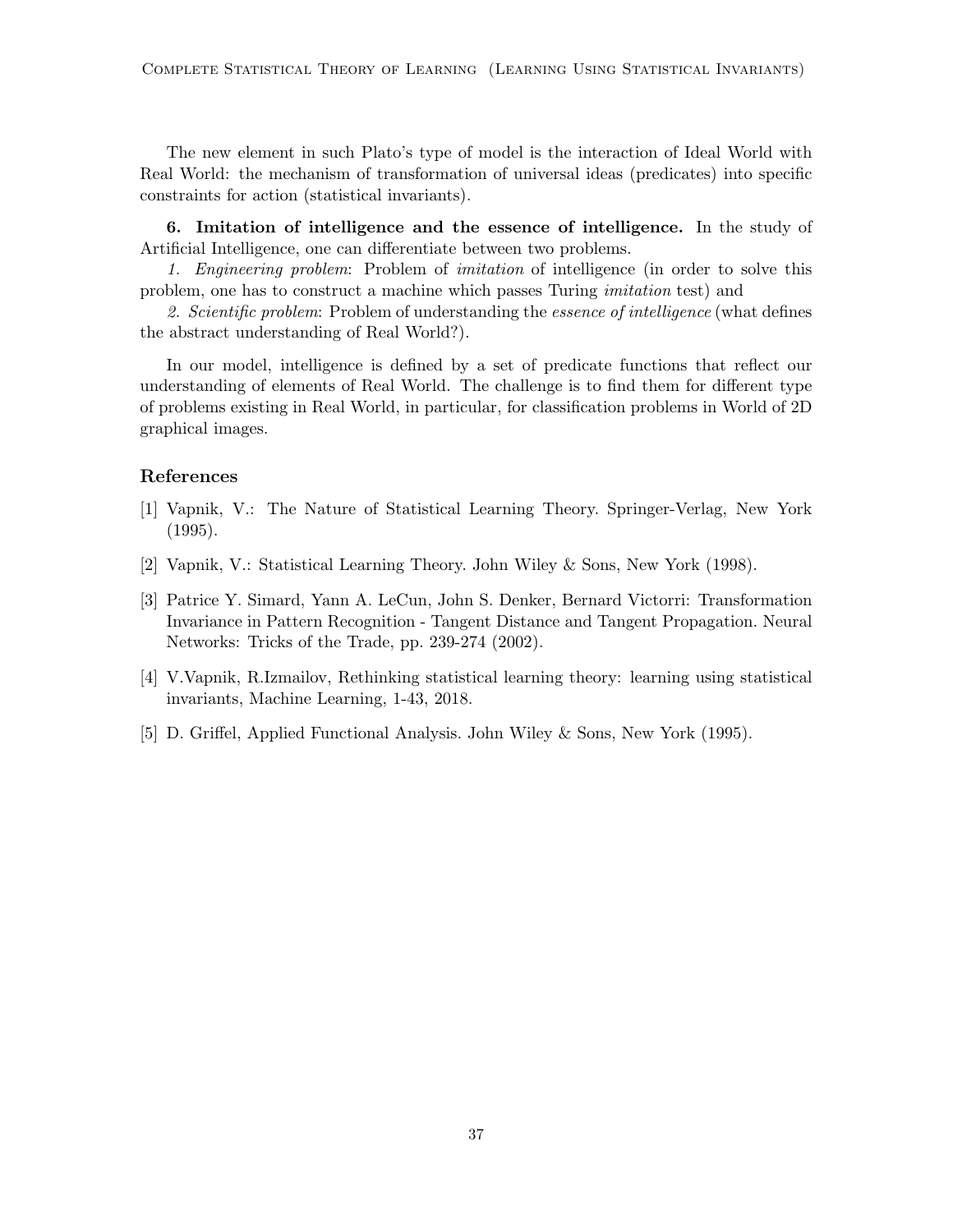The new element in such Plato's type of model is the interaction of Ideal World with Real World: the mechanism of transformation of universal ideas (predicates) into specific constraints for action (statistical invariants).

**6. Imitation of intelligence and the essence of intelligence.** In the study of Artificial Intelligence, one can differentiate between two problems.

*1. Engineering problem*: Problem of *imitation* of intelligence (in order to solve this problem, one has to construct a machine which passes Turing *imitation* test) and

*2. Scientific problem*: Problem of understanding the *essence of intelligence* (what defines the abstract understanding of Real World?).

In our model, intelligence is defined by a set of predicate functions that reflect our understanding of elements of Real World. The challenge is to find them for different type of problems existing in Real World, in particular, for classification problems in World of 2D graphical images.

## References

[1] Vapnik, V.: The Nature of Statistical Learning Theory. Springer-Verlag, New York (1995).

[2] Vapnik, V.: Statistical Learning Theory. John Wiley & Sons, New York (1998).

[3] Patrice Y. Simard, Yann A. LeCun, John S. Denker, Bernard Victorri: Transformation Invariance in Pattern Recognition - Tangent Distance and Tangent Propagation. Neural Networks: Tricks of the Trade, pp. 239-274 (2002).

[4] V.Vapnik, R.Izmailov, Rethinking statistical learning theory: learning using statistical invariants, Machine Learning, 1-43, 2018.

[5] D. Griffel, Applied Functional Analysis. John Wiley & Sons, New York (1995).